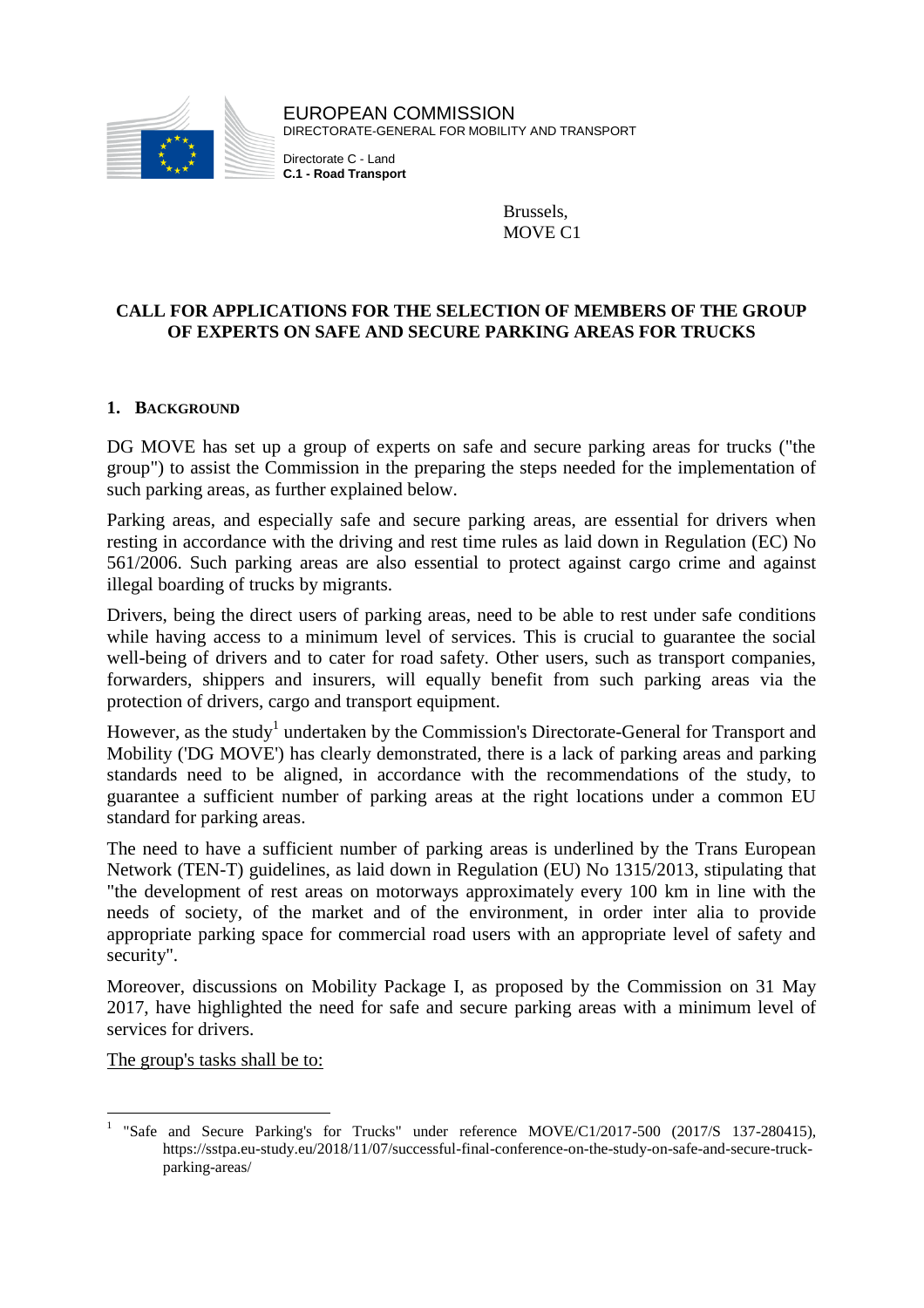EUROPEAN COMMISSION
DIRECTORATE-GENERAL FOR MOBILITY AND TRANSPORT

Directorate C - Land
**C.1 - Road Transport**

Brussels,
MOVE C1

# CALL FOR APPLICATIONS FOR THE SELECTION OF MEMBERS OF THE GROUP OF EXPERTS ON SAFE AND SECURE PARKING AREAS FOR TRUCKS

## 1. Background

DG MOVE has set up a group of experts on safe and secure parking areas for trucks ("the group") to assist the Commission in the preparing the steps needed for the implementation of such parking areas, as further explained below.

Parking areas, and especially safe and secure parking areas, are essential for drivers when resting in accordance with the driving and rest time rules as laid down in Regulation (EC) No 561/2006. Such parking areas are also essential to protect against cargo crime and against illegal boarding of trucks by migrants.

Drivers, being the direct users of parking areas, need to be able to rest under safe conditions while having access to a minimum level of services. This is crucial to guarantee the social well-being of drivers and to cater for road safety. Other users, such as transport companies, forwarders, shippers and insurers, will equally benefit from such parking areas via the protection of drivers, cargo and transport equipment.

However, as the study[1] undertaken by the Commission's Directorate-General for Transport and Mobility ('DG MOVE') has clearly demonstrated, there is a lack of parking areas and parking standards need to be aligned, in accordance with the recommendations of the study, to guarantee a sufficient number of parking areas at the right locations under a common EU standard for parking areas.

The need to have a sufficient number of parking areas is underlined by the Trans European Network (TEN-T) guidelines, as laid down in Regulation (EU) No 1315/2013, stipulating that "the development of rest areas on motorways approximately every 100 km in line with the needs of society, of the market and of the environment, in order inter alia to provide appropriate parking space for commercial road users with an appropriate level of safety and security".

Moreover, discussions on Mobility Package I, as proposed by the Commission on 31 May 2017, have highlighted the need for safe and secure parking areas with a minimum level of services for drivers.

The group's tasks shall be to:

[1] "Safe and Secure Parking's for Trucks" under reference MOVE/C1/2017-500 (2017/S 137-280415), https://sstpa.eu-study.eu/2018/11/07/successful-final-conference-on-the-study-on-safe-and-secure-truck-parking-areas/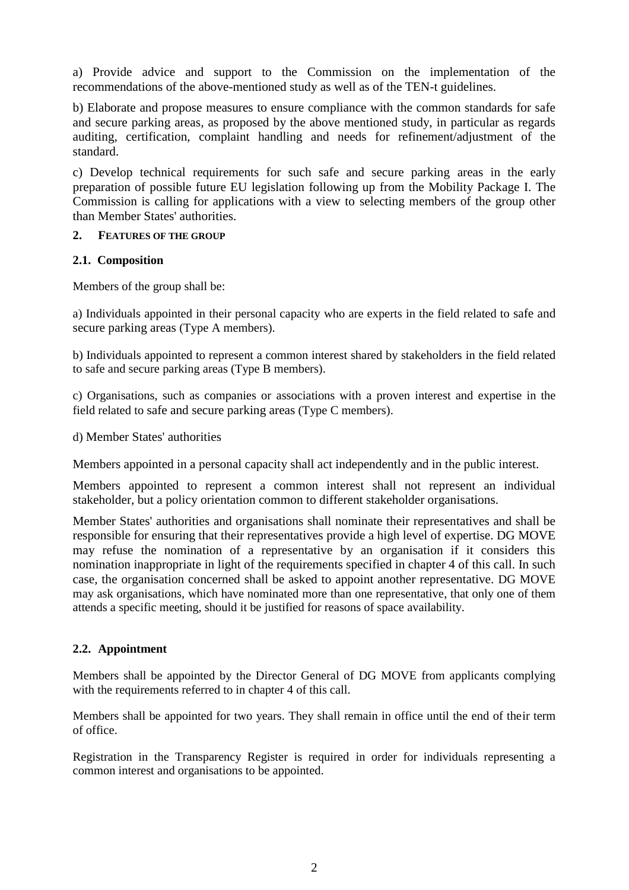a) Provide advice and support to the Commission on the implementation of the recommendations of the above-mentioned study as well as of the TEN-t guidelines.

b) Elaborate and propose measures to ensure compliance with the common standards for safe and secure parking areas, as proposed by the above mentioned study, in particular as regards auditing, certification, complaint handling and needs for refinement/adjustment of the standard.

c) Develop technical requirements for such safe and secure parking areas in the early preparation of possible future EU legislation following up from the Mobility Package I. The Commission is calling for applications with a view to selecting members of the group other than Member States' authorities.

## 2. FEATURES OF THE GROUP

### 2.1. Composition

Members of the group shall be:

a) Individuals appointed in their personal capacity who are experts in the field related to safe and secure parking areas (Type A members).

b) Individuals appointed to represent a common interest shared by stakeholders in the field related to safe and secure parking areas (Type B members).

c) Organisations, such as companies or associations with a proven interest and expertise in the field related to safe and secure parking areas (Type C members).

d) Member States' authorities

Members appointed in a personal capacity shall act independently and in the public interest.

Members appointed to represent a common interest shall not represent an individual stakeholder, but a policy orientation common to different stakeholder organisations.

Member States' authorities and organisations shall nominate their representatives and shall be responsible for ensuring that their representatives provide a high level of expertise. DG MOVE may refuse the nomination of a representative by an organisation if it considers this nomination inappropriate in light of the requirements specified in chapter 4 of this call. In such case, the organisation concerned shall be asked to appoint another representative. DG MOVE may ask organisations, which have nominated more than one representative, that only one of them attends a specific meeting, should it be justified for reasons of space availability.

### 2.2. Appointment

Members shall be appointed by the Director General of DG MOVE from applicants complying with the requirements referred to in chapter 4 of this call.

Members shall be appointed for two years. They shall remain in office until the end of their term of office.

Registration in the Transparency Register is required in order for individuals representing a common interest and organisations to be appointed.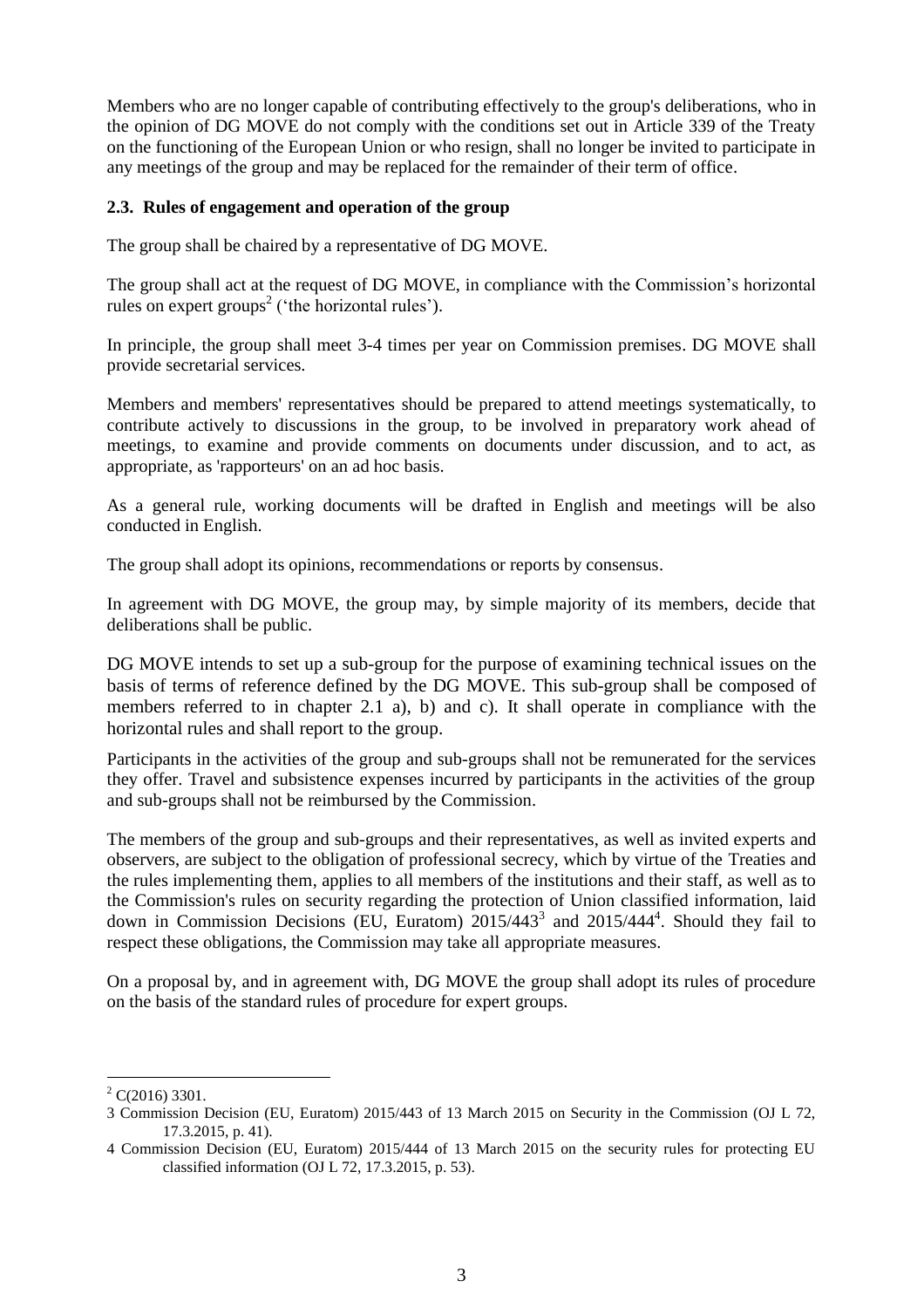Members who are no longer capable of contributing effectively to the group's deliberations, who in the opinion of DG MOVE do not comply with the conditions set out in Article 339 of the Treaty on the functioning of the European Union or who resign, shall no longer be invited to participate in any meetings of the group and may be replaced for the remainder of their term of office.

### 2.3. Rules of engagement and operation of the group

The group shall be chaired by a representative of DG MOVE.

The group shall act at the request of DG MOVE, in compliance with the Commission's horizontal rules on expert groups[2] ('the horizontal rules').

In principle, the group shall meet 3-4 times per year on Commission premises. DG MOVE shall provide secretarial services.

Members and members' representatives should be prepared to attend meetings systematically, to contribute actively to discussions in the group, to be involved in preparatory work ahead of meetings, to examine and provide comments on documents under discussion, and to act, as appropriate, as 'rapporteurs' on an ad hoc basis.

As a general rule, working documents will be drafted in English and meetings will be also conducted in English.

The group shall adopt its opinions, recommendations or reports by consensus.

In agreement with DG MOVE, the group may, by simple majority of its members, decide that deliberations shall be public.

DG MOVE intends to set up a sub-group for the purpose of examining technical issues on the basis of terms of reference defined by the DG MOVE. This sub-group shall be composed of members referred to in chapter 2.1 a), b) and c). It shall operate in compliance with the horizontal rules and shall report to the group.

Participants in the activities of the group and sub-groups shall not be remunerated for the services they offer. Travel and subsistence expenses incurred by participants in the activities of the group and sub-groups shall not be reimbursed by the Commission.

The members of the group and sub-groups and their representatives, as well as invited experts and observers, are subject to the obligation of professional secrecy, which by virtue of the Treaties and the rules implementing them, applies to all members of the institutions and their staff, as well as to the Commission's rules on security regarding the protection of Union classified information, laid down in Commission Decisions (EU, Euratom) 2015/443[3] and 2015/444[4]. Should they fail to respect these obligations, the Commission may take all appropriate measures.

On a proposal by, and in agreement with, DG MOVE the group shall adopt its rules of procedure on the basis of the standard rules of procedure for expert groups.

---

[2] C(2016) 3301.

[3] Commission Decision (EU, Euratom) 2015/443 of 13 March 2015 on Security in the Commission (OJ L 72, 17.3.2015, p. 41).

[4] Commission Decision (EU, Euratom) 2015/444 of 13 March 2015 on the security rules for protecting EU classified information (OJ L 72, 17.3.2015, p. 53).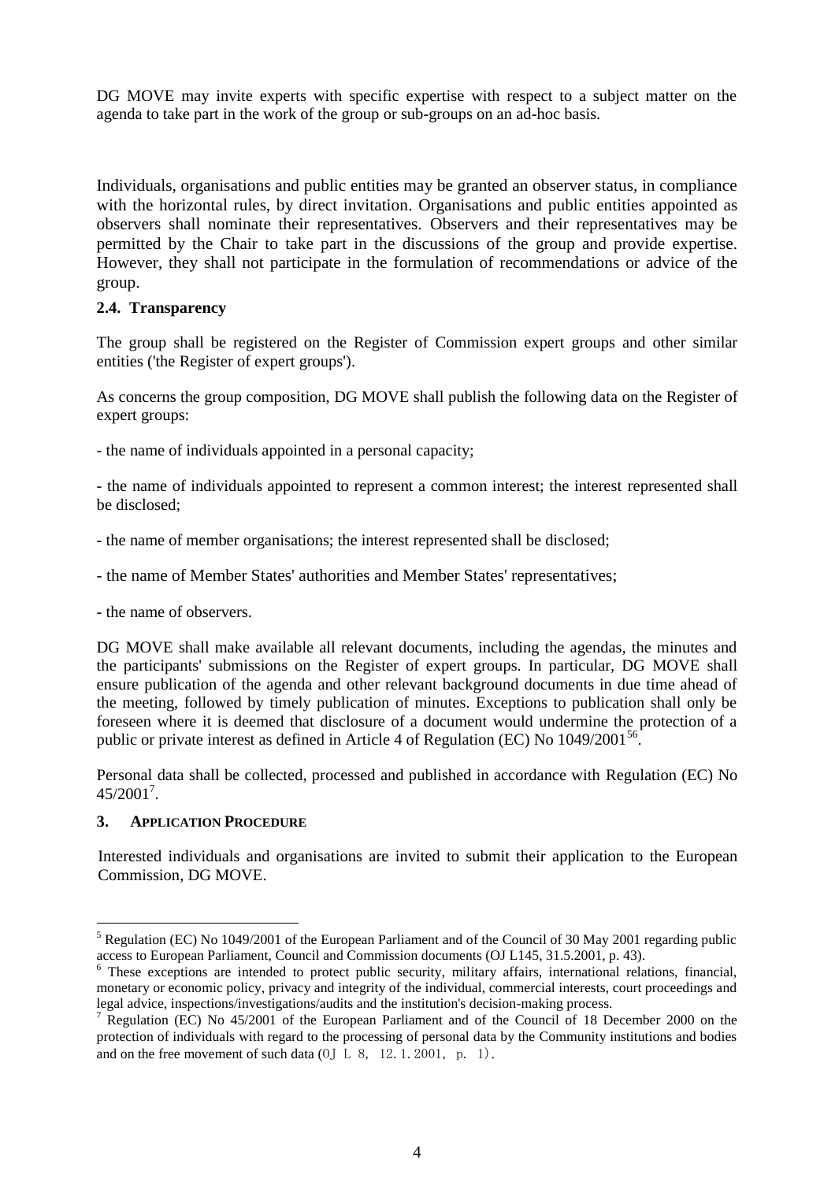DG MOVE may invite experts with specific expertise with respect to a subject matter on the agenda to take part in the work of the group or sub-groups on an ad-hoc basis.

Individuals, organisations and public entities may be granted an observer status, in compliance with the horizontal rules, by direct invitation. Organisations and public entities appointed as observers shall nominate their representatives. Observers and their representatives may be permitted by the Chair to take part in the discussions of the group and provide expertise. However, they shall not participate in the formulation of recommendations or advice of the group.

### 2.4. Transparency

The group shall be registered on the Register of Commission expert groups and other similar entities ('the Register of expert groups').

As concerns the group composition, DG MOVE shall publish the following data on the Register of expert groups:

- the name of individuals appointed in a personal capacity;

- the name of individuals appointed to represent a common interest; the interest represented shall be disclosed;

- the name of member organisations; the interest represented shall be disclosed;

- the name of Member States' authorities and Member States' representatives;

- the name of observers.

DG MOVE shall make available all relevant documents, including the agendas, the minutes and the participants' submissions on the Register of expert groups. In particular, DG MOVE shall ensure publication of the agenda and other relevant background documents in due time ahead of the meeting, followed by timely publication of minutes. Exceptions to publication shall only be foreseen where it is deemed that disclosure of a document would undermine the protection of a public or private interest as defined in Article 4 of Regulation (EC) No 1049/2001[5][6].

Personal data shall be collected, processed and published in accordance with Regulation (EC) No 45/2001[7].

## 3. Application Procedure

Interested individuals and organisations are invited to submit their application to the European Commission, DG MOVE.

---

[5] Regulation (EC) No 1049/2001 of the European Parliament and of the Council of 30 May 2001 regarding public access to European Parliament, Council and Commission documents (OJ L145, 31.5.2001, p. 43).

[6] These exceptions are intended to protect public security, military affairs, international relations, financial, monetary or economic policy, privacy and integrity of the individual, commercial interests, court proceedings and legal advice, inspections/investigations/audits and the institution's decision-making process.

[7] Regulation (EC) No 45/2001 of the European Parliament and of the Council of 18 December 2000 on the protection of individuals with regard to the processing of personal data by the Community institutions and bodies and on the free movement of such data (OJ L 8, 12.1.2001, p. 1).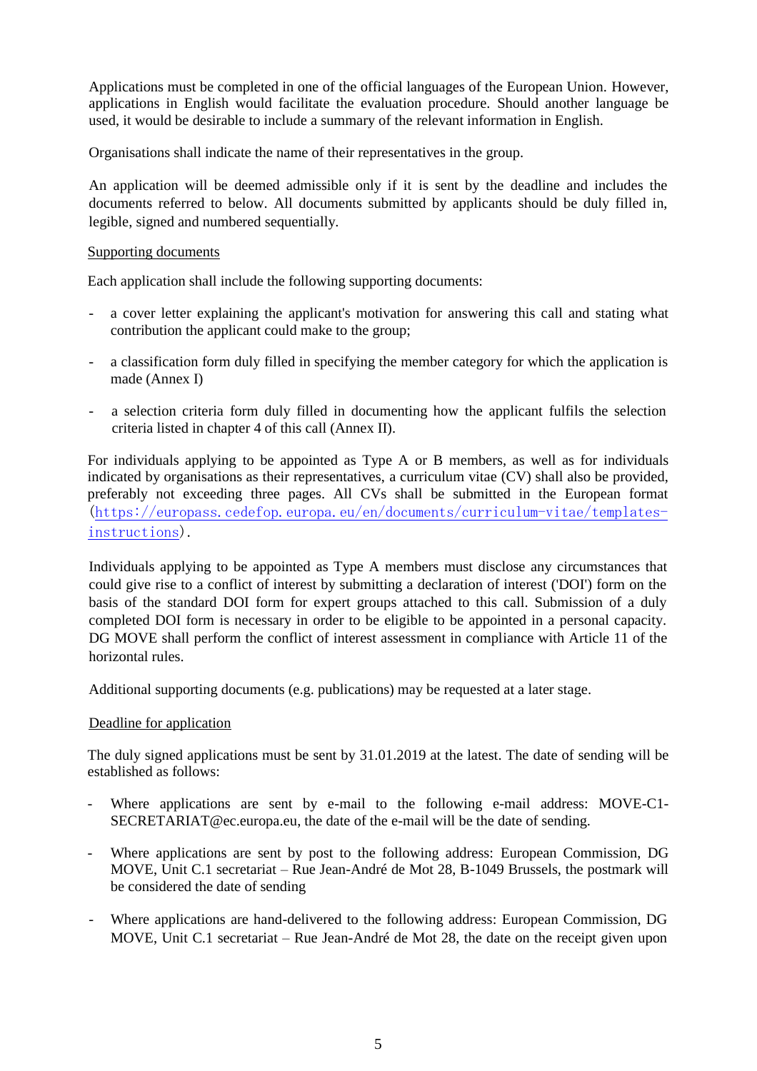Applications must be completed in one of the official languages of the European Union. However, applications in English would facilitate the evaluation procedure. Should another language be used, it would be desirable to include a summary of the relevant information in English.

Organisations shall indicate the name of their representatives in the group.

An application will be deemed admissible only if it is sent by the deadline and includes the documents referred to below. All documents submitted by applicants should be duly filled in, legible, signed and numbered sequentially.

Supporting documents

Each application shall include the following supporting documents:

- a cover letter explaining the applicant's motivation for answering this call and stating what contribution the applicant could make to the group;
- a classification form duly filled in specifying the member category for which the application is made (Annex I)
- a selection criteria form duly filled in documenting how the applicant fulfils the selection criteria listed in chapter 4 of this call (Annex II).

For individuals applying to be appointed as Type A or B members, as well as for individuals indicated by organisations as their representatives, a curriculum vitae (CV) shall also be provided, preferably not exceeding three pages. All CVs shall be submitted in the European format (https://europass.cedefop.europa.eu/en/documents/curriculum-vitae/templates-instructions).

Individuals applying to be appointed as Type A members must disclose any circumstances that could give rise to a conflict of interest by submitting a declaration of interest ('DOI') form on the basis of the standard DOI form for expert groups attached to this call. Submission of a duly completed DOI form is necessary in order to be eligible to be appointed in a personal capacity. DG MOVE shall perform the conflict of interest assessment in compliance with Article 11 of the horizontal rules.

Additional supporting documents (e.g. publications) may be requested at a later stage.

Deadline for application

The duly signed applications must be sent by 31.01.2019 at the latest. The date of sending will be established as follows:

- Where applications are sent by e-mail to the following e-mail address: MOVE-C1-SECRETARIAT@ec.europa.eu, the date of the e-mail will be the date of sending.
- Where applications are sent by post to the following address: European Commission, DG MOVE, Unit C.1 secretariat – Rue Jean-André de Mot 28, B-1049 Brussels, the postmark will be considered the date of sending
- Where applications are hand-delivered to the following address: European Commission, DG MOVE, Unit C.1 secretariat – Rue Jean-André de Mot 28, the date on the receipt given upon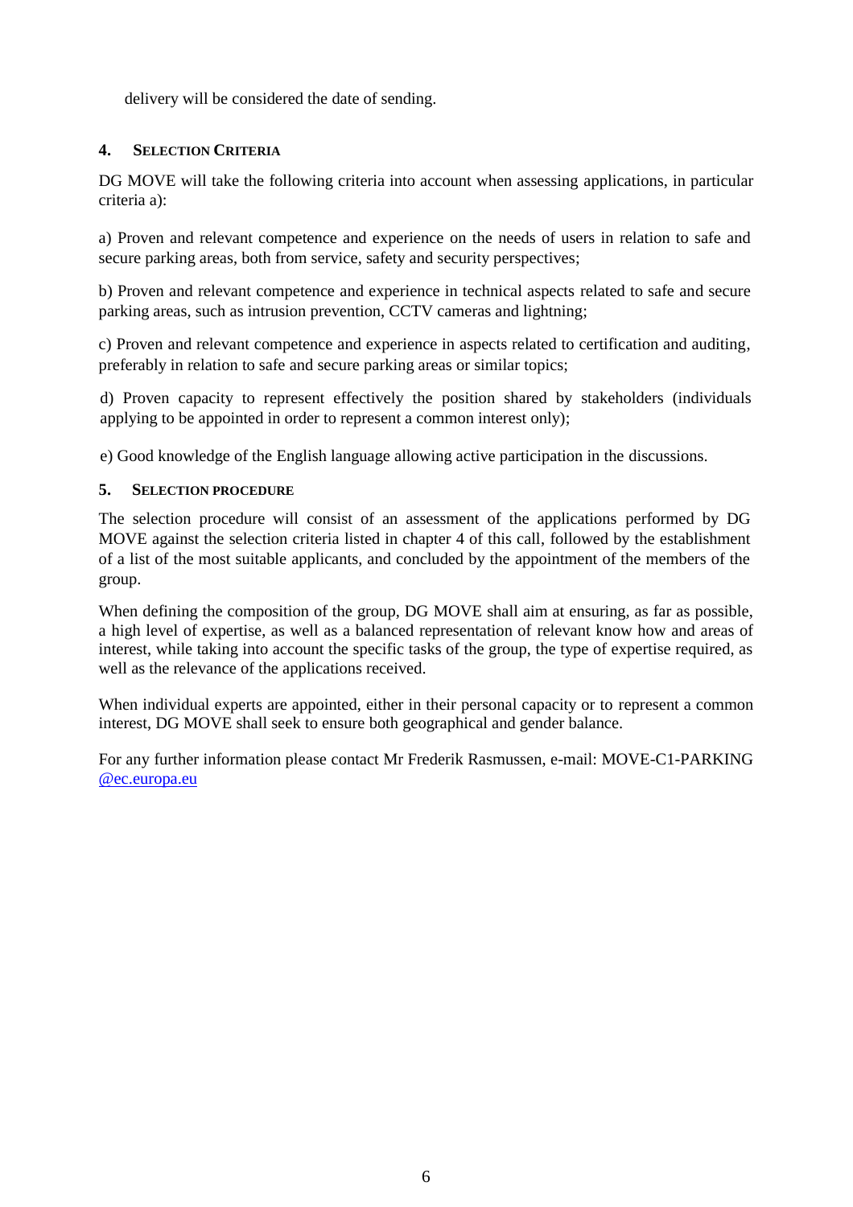delivery will be considered the date of sending.

## 4. SELECTION CRITERIA

DG MOVE will take the following criteria into account when assessing applications, in particular criteria a):

a) Proven and relevant competence and experience on the needs of users in relation to safe and secure parking areas, both from service, safety and security perspectives;

b) Proven and relevant competence and experience in technical aspects related to safe and secure parking areas, such as intrusion prevention, CCTV cameras and lightning;

c) Proven and relevant competence and experience in aspects related to certification and auditing, preferably in relation to safe and secure parking areas or similar topics;

d) Proven capacity to represent effectively the position shared by stakeholders (individuals applying to be appointed in order to represent a common interest only);

e) Good knowledge of the English language allowing active participation in the discussions.

## 5. SELECTION PROCEDURE

The selection procedure will consist of an assessment of the applications performed by DG MOVE against the selection criteria listed in chapter 4 of this call, followed by the establishment of a list of the most suitable applicants, and concluded by the appointment of the members of the group.

When defining the composition of the group, DG MOVE shall aim at ensuring, as far as possible, a high level of expertise, as well as a balanced representation of relevant know how and areas of interest, while taking into account the specific tasks of the group, the type of expertise required, as well as the relevance of the applications received.

When individual experts are appointed, either in their personal capacity or to represent a common interest, DG MOVE shall seek to ensure both geographical and gender balance.

For any further information please contact Mr Frederik Rasmussen, e-mail: MOVE-C1-PARKING @ec.europa.eu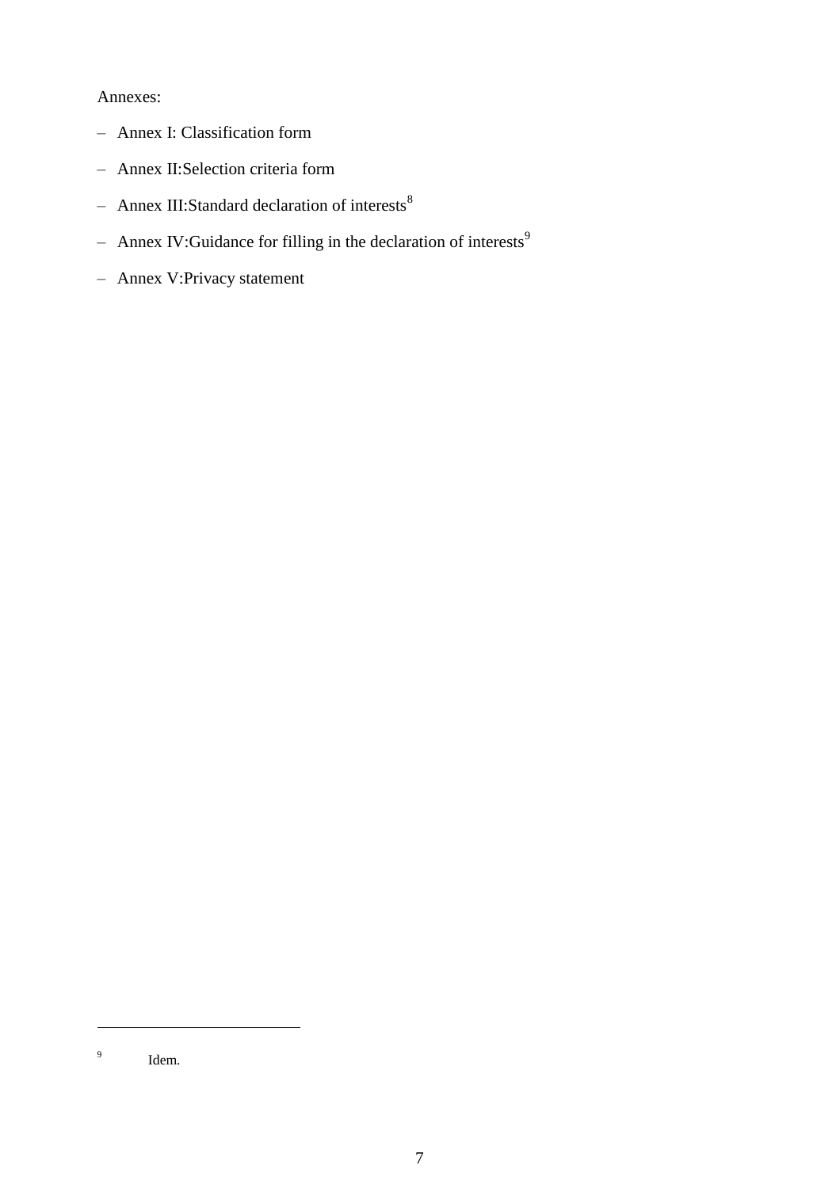Annexes:

- Annex I: Classification form
- Annex II:Selection criteria form
- Annex III:Standard declaration of interests[8]
- Annex IV:Guidance for filling in the declaration of interests[9]
- Annex V:Privacy statement

[9] Idem.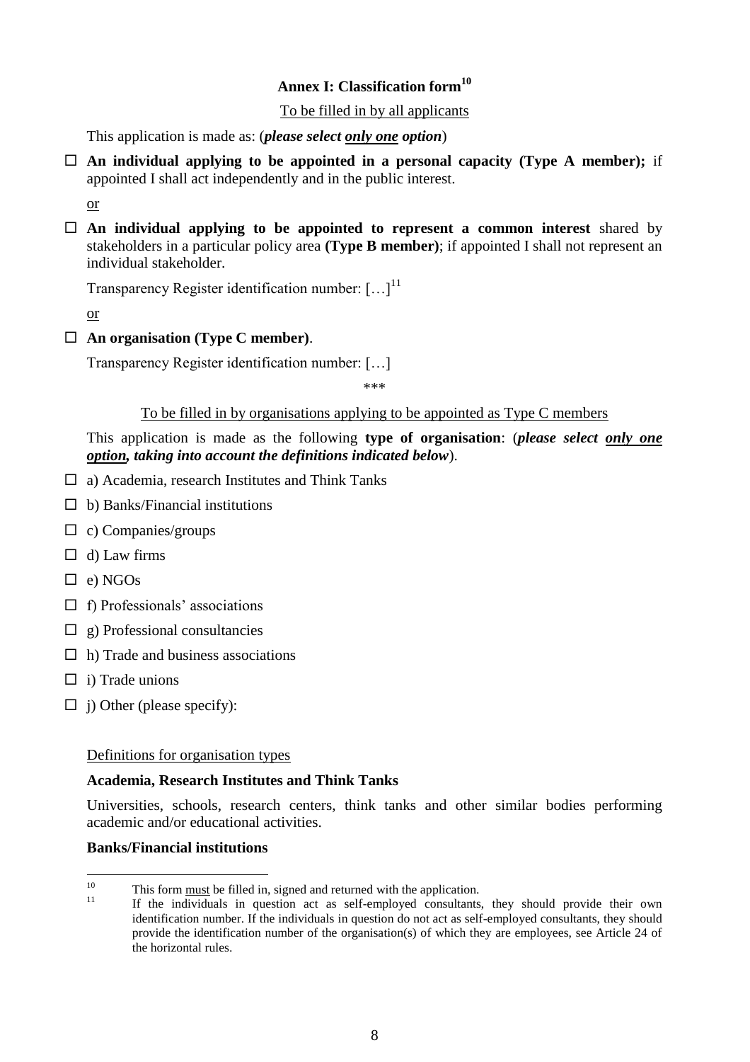## Annex I: Classification form[10]

To be filled in by all applicants

This application is made as: (***please select only one option***)

☐ **An individual applying to be appointed in a personal capacity (Type A member);** if appointed I shall act independently and in the public interest.

or

☐ **An individual applying to be appointed to represent a common interest** shared by stakeholders in a particular policy area **(Type B member)**; if appointed I shall not represent an individual stakeholder.

Transparency Register identification number: […][11]

or

☐ **An organisation (Type C member)**.

Transparency Register identification number: […]

\*\*\*

To be filled in by organisations applying to be appointed as Type C members

This application is made as the following **type of organisation**: (***please select only one option, taking into account the definitions indicated below***).

☐ a) Academia, research Institutes and Think Tanks

☐ b) Banks/Financial institutions

☐ c) Companies/groups

☐ d) Law firms

☐ e) NGOs

☐ f) Professionals' associations

☐ g) Professional consultancies

☐ h) Trade and business associations

☐ i) Trade unions

☐ j) Other (please specify):

Definitions for organisation types

**Academia, Research Institutes and Think Tanks**

Universities, schools, research centers, think tanks and other similar bodies performing academic and/or educational activities.

**Banks/Financial institutions**

---

[10] This form must be filled in, signed and returned with the application.

[11] If the individuals in question act as self-employed consultants, they should provide their own identification number. If the individuals in question do not act as self-employed consultants, they should provide the identification number of the organisation(s) of which they are employees, see Article 24 of the horizontal rules.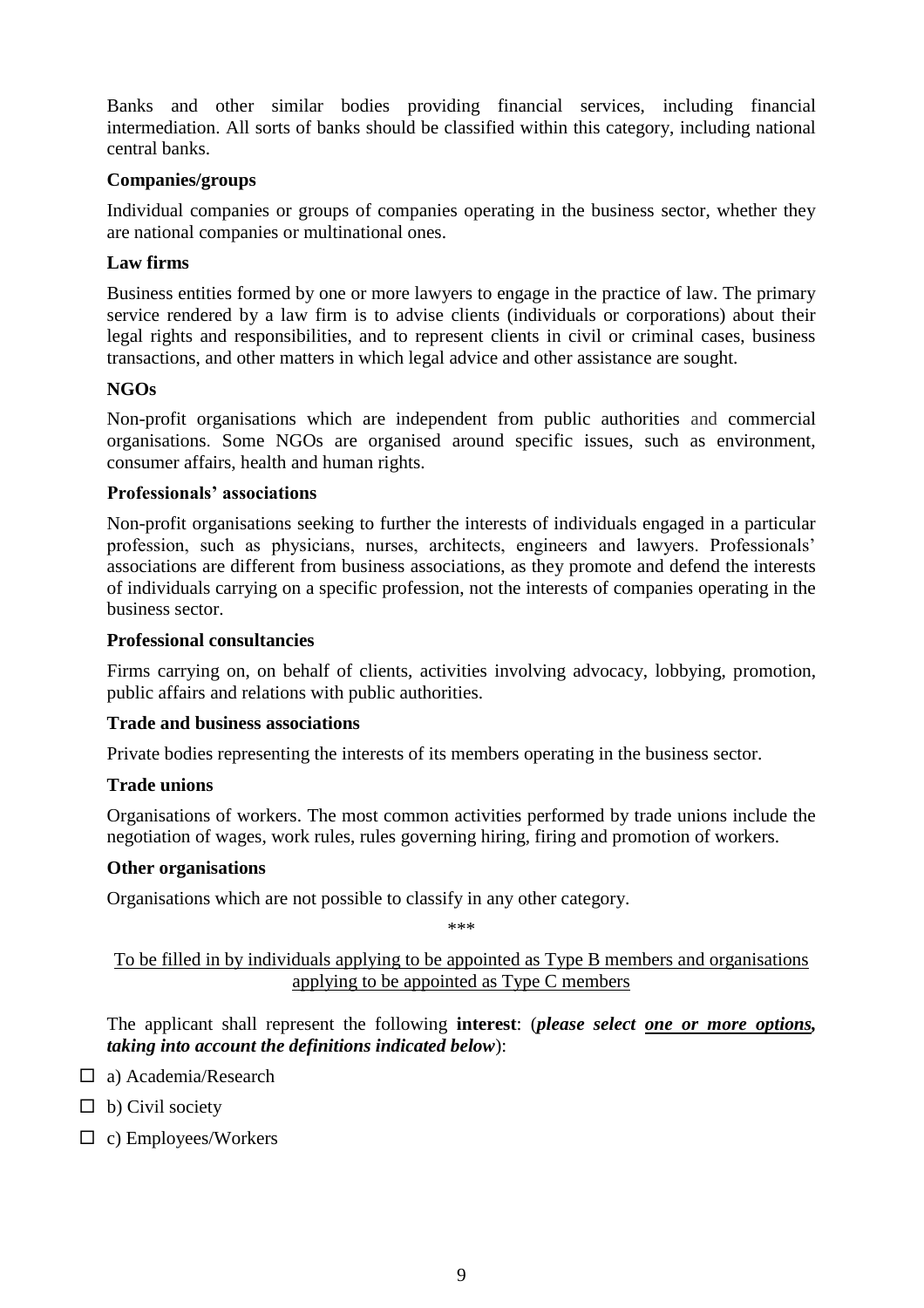Banks and other similar bodies providing financial services, including financial intermediation. All sorts of banks should be classified within this category, including national central banks.

**Companies/groups**

Individual companies or groups of companies operating in the business sector, whether they are national companies or multinational ones.

**Law firms**

Business entities formed by one or more lawyers to engage in the practice of law. The primary service rendered by a law firm is to advise clients (individuals or corporations) about their legal rights and responsibilities, and to represent clients in civil or criminal cases, business transactions, and other matters in which legal advice and other assistance are sought.

**NGOs**

Non-profit organisations which are independent from public authorities and commercial organisations. Some NGOs are organised around specific issues, such as environment, consumer affairs, health and human rights.

**Professionals' associations**

Non-profit organisations seeking to further the interests of individuals engaged in a particular profession, such as physicians, nurses, architects, engineers and lawyers. Professionals' associations are different from business associations, as they promote and defend the interests of individuals carrying on a specific profession, not the interests of companies operating in the business sector.

**Professional consultancies**

Firms carrying on, on behalf of clients, activities involving advocacy, lobbying, promotion, public affairs and relations with public authorities.

**Trade and business associations**

Private bodies representing the interests of its members operating in the business sector.

**Trade unions**

Organisations of workers. The most common activities performed by trade unions include the negotiation of wages, work rules, rules governing hiring, firing and promotion of workers.

**Other organisations**

Organisations which are not possible to classify in any other category.

\*\*\*

<u>To be filled in by individuals applying to be appointed as Type B members and organisations applying to be appointed as Type C members</u>

The applicant shall represent the following **interest**: (***please select <u>one or more options</u>, taking into account the definitions indicated below***):

☐ a) Academia/Research

☐ b) Civil society

☐ c) Employees/Workers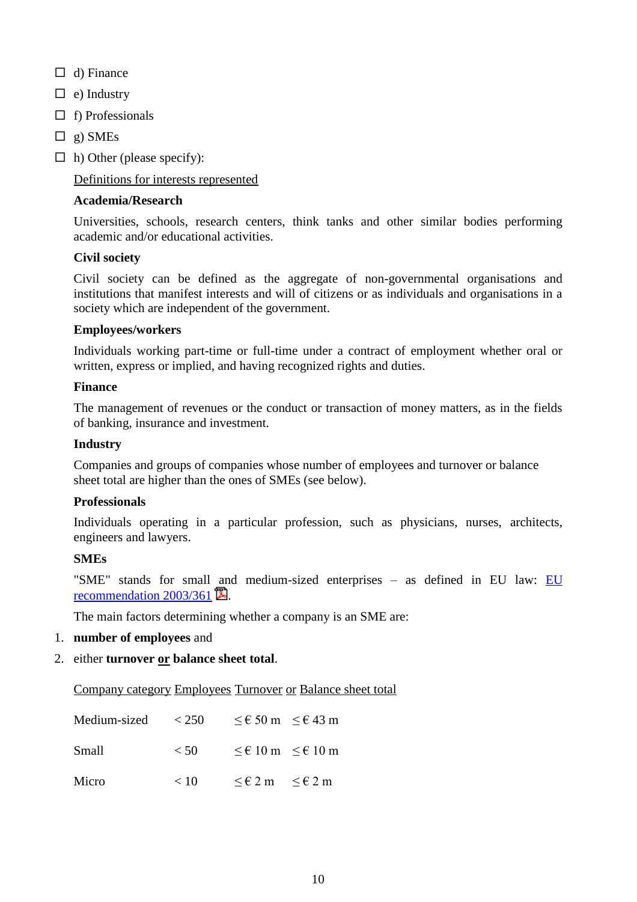- ☐ d) Finance
- ☐ e) Industry
- ☐ f) Professionals
- ☐ g) SMEs
- ☐ h) Other (please specify):

Definitions for interests represented

**Academia/Research**

Universities, schools, research centers, think tanks and other similar bodies performing academic and/or educational activities.

**Civil society**

Civil society can be defined as the aggregate of non-governmental organisations and institutions that manifest interests and will of citizens or as individuals and organisations in a society which are independent of the government.

**Employees/workers**

Individuals working part-time or full-time under a contract of employment whether oral or written, express or implied, and having recognized rights and duties.

**Finance**

The management of revenues or the conduct or transaction of money matters, as in the fields of banking, insurance and investment.

**Industry**

Companies and groups of companies whose number of employees and turnover or balance sheet total are higher than the ones of SMEs (see below).

**Professionals**

Individuals operating in a particular profession, such as physicians, nurses, architects, engineers and lawyers.

**SMEs**

"SME" stands for small and medium-sized enterprises – as defined in EU law: EU recommendation 2003/361.

The main factors determining whether a company is an SME are:

1. **number of employees** and
2. either **turnover or balance sheet total**.

| Company category | Employees | Turnover | or | Balance sheet total |
|---|---|---|---|---|
| Medium-sized | < 250 | ≤ € 50 m | | ≤ € 43 m |
| Small | < 50 | ≤ € 10 m | | ≤ € 10 m |
| Micro | < 10 | ≤ € 2 m | | ≤ € 2 m |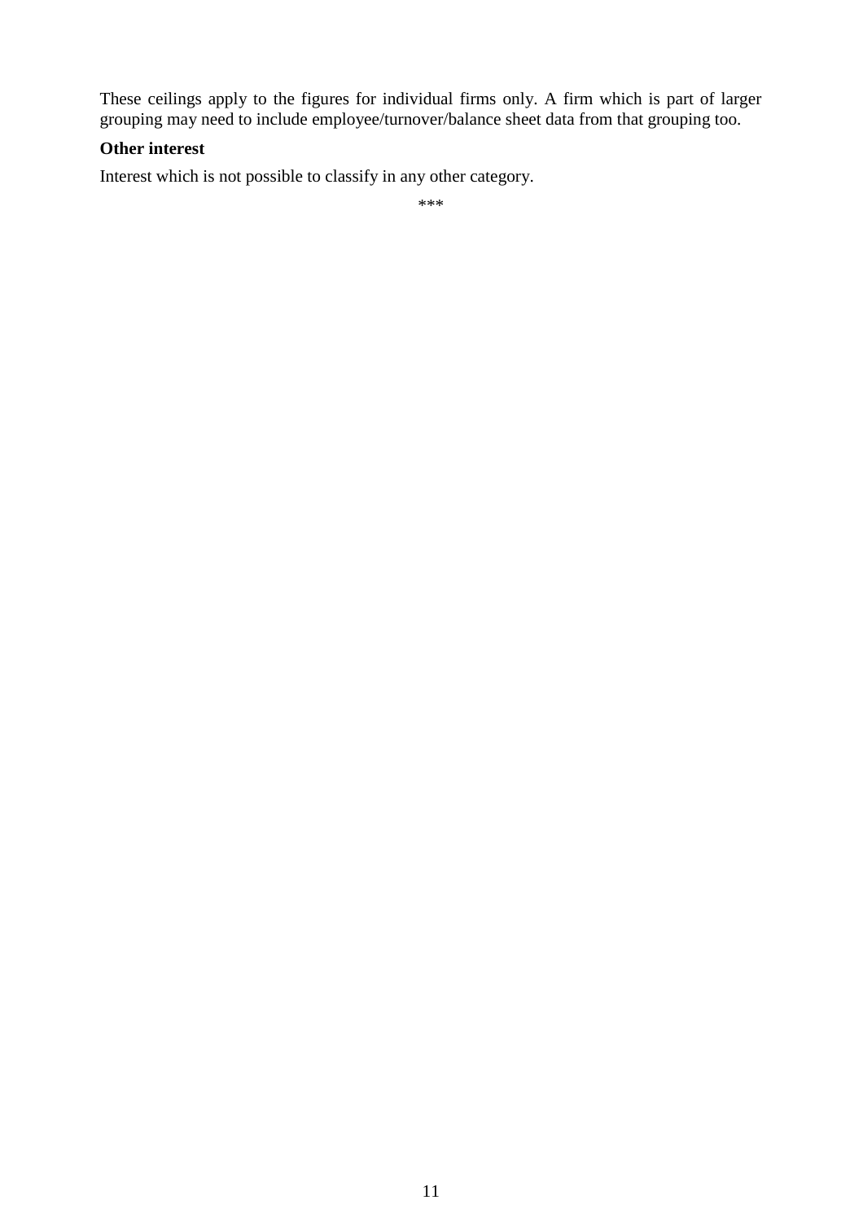These ceilings apply to the figures for individual firms only. A firm which is part of larger grouping may need to include employee/turnover/balance sheet data from that grouping too.

**Other interest**

Interest which is not possible to classify in any other category.

***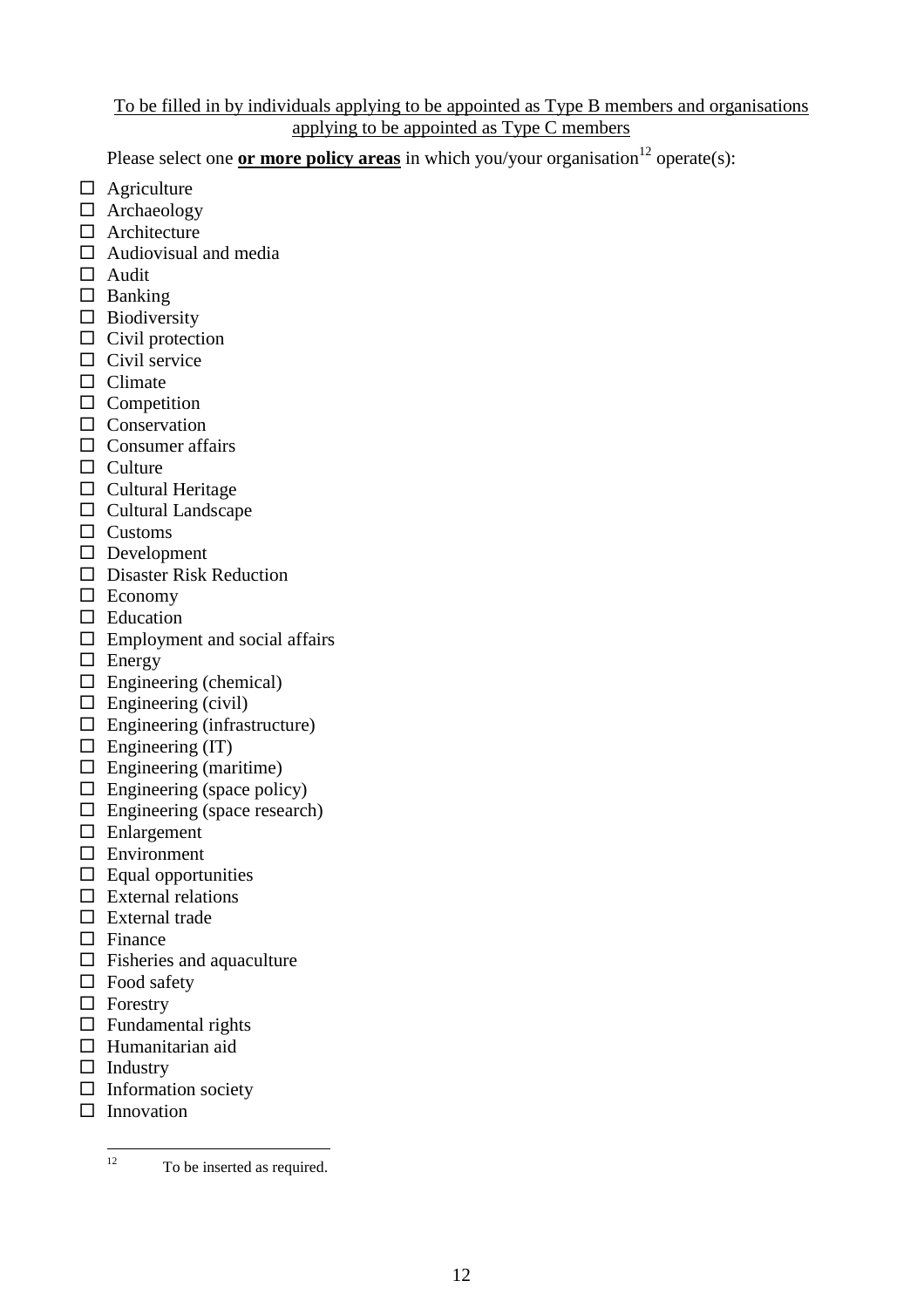<u>To be filled in by individuals applying to be appointed as Type B members and organisations applying to be appointed as Type C members</u>

Please select one **<u>or more policy areas</u>** in which you/your organisation[12] operate(s):

- ☐ Agriculture
- ☐ Archaeology
- ☐ Architecture
- ☐ Audiovisual and media
- ☐ Audit
- ☐ Banking
- ☐ Biodiversity
- ☐ Civil protection
- ☐ Civil service
- ☐ Climate
- ☐ Competition
- ☐ Conservation
- ☐ Consumer affairs
- ☐ Culture
- ☐ Cultural Heritage
- ☐ Cultural Landscape
- ☐ Customs
- ☐ Development
- ☐ Disaster Risk Reduction
- ☐ Economy
- ☐ Education
- ☐ Employment and social affairs
- ☐ Energy
- ☐ Engineering (chemical)
- ☐ Engineering (civil)
- ☐ Engineering (infrastructure)
- ☐ Engineering (IT)
- ☐ Engineering (maritime)
- ☐ Engineering (space policy)
- ☐ Engineering (space research)
- ☐ Enlargement
- ☐ Environment
- ☐ Equal opportunities
- ☐ External relations
- ☐ External trade
- ☐ Finance
- ☐ Fisheries and aquaculture
- ☐ Food safety
- ☐ Forestry
- ☐ Fundamental rights
- ☐ Humanitarian aid
- ☐ Industry
- ☐ Information society
- ☐ Innovation

[12] To be inserted as required.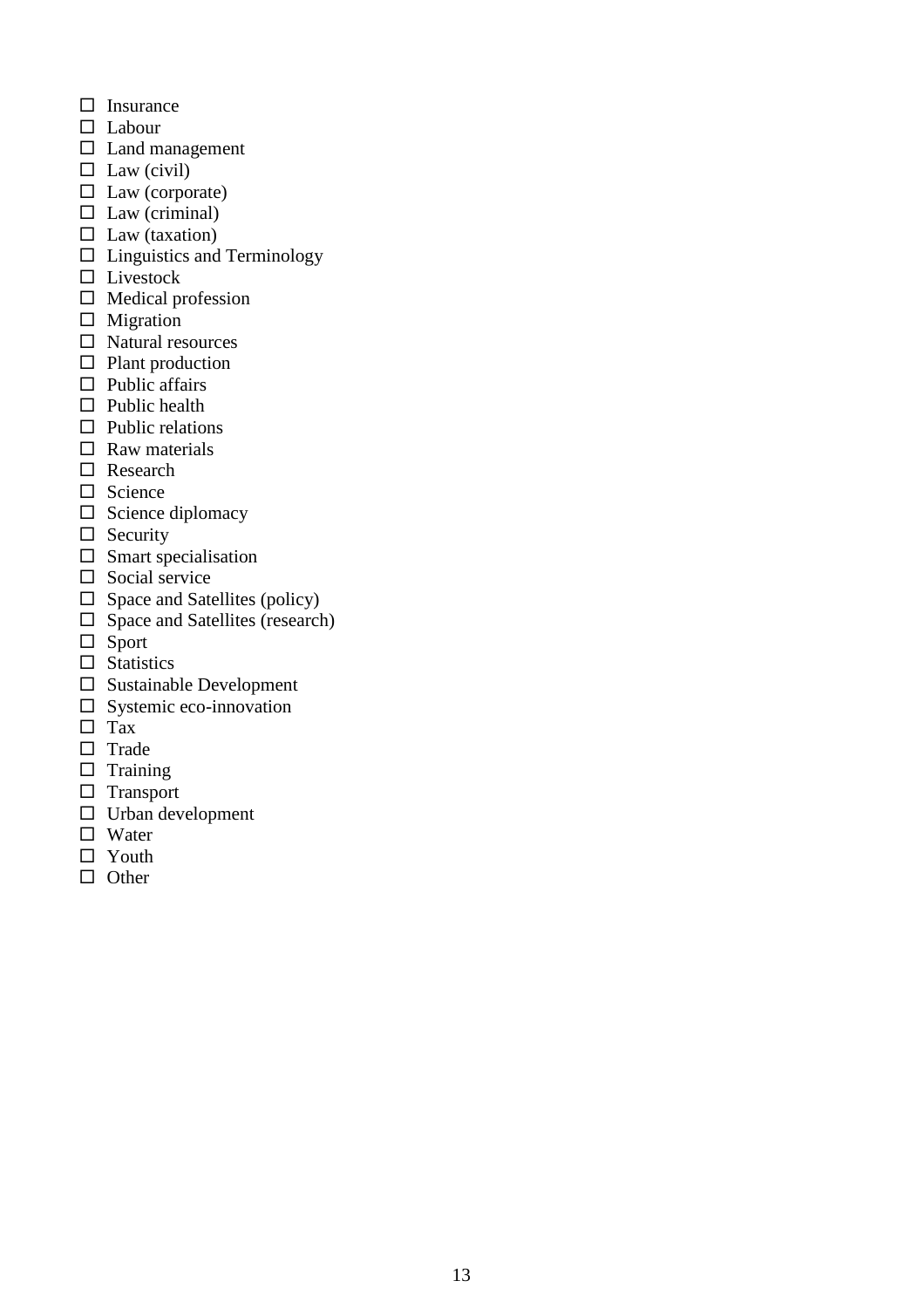- ☐ Insurance
- ☐ Labour
- ☐ Land management
- ☐ Law (civil)
- ☐ Law (corporate)
- ☐ Law (criminal)
- ☐ Law (taxation)
- ☐ Linguistics and Terminology
- ☐ Livestock
- ☐ Medical profession
- ☐ Migration
- ☐ Natural resources
- ☐ Plant production
- ☐ Public affairs
- ☐ Public health
- ☐ Public relations
- ☐ Raw materials
- ☐ Research
- ☐ Science
- ☐ Science diplomacy
- ☐ Security
- ☐ Smart specialisation
- ☐ Social service
- ☐ Space and Satellites (policy)
- ☐ Space and Satellites (research)
- ☐ Sport
- ☐ Statistics
- ☐ Sustainable Development
- ☐ Systemic eco-innovation
- ☐ Tax
- ☐ Trade
- ☐ Training
- ☐ Transport
- ☐ Urban development
- ☐ Water
- ☐ Youth
- ☐ Other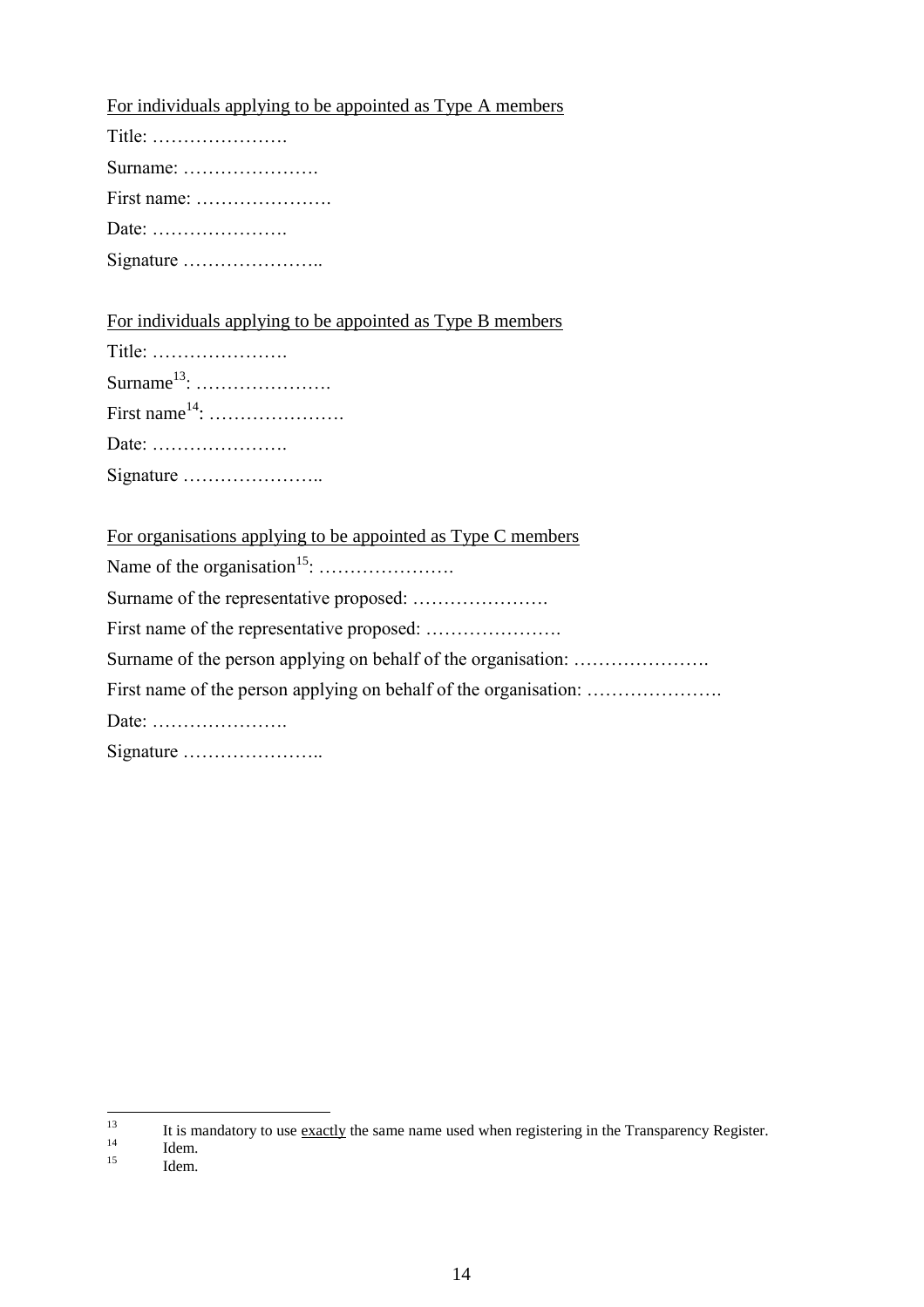For individuals applying to be appointed as Type A members

Title: ………………….

Surname: ………………….

First name: ………………….

Date: ………………….

Signature …………………..

For individuals applying to be appointed as Type B members

Title: ………………….

Surname[13]: ………………….

First name[14]: ………………….

Date: ………………….

Signature …………………..

For organisations applying to be appointed as Type C members

Name of the organisation[15]: ………………….

Surname of the representative proposed: ………………….

First name of the representative proposed: ………………….

Surname of the person applying on behalf of the organisation: ………………….

First name of the person applying on behalf of the organisation: ………………….

Date: ………………….

Signature …………………..

---

[13] It is mandatory to use exactly the same name used when registering in the Transparency Register.

[14] Idem.

[15] Idem.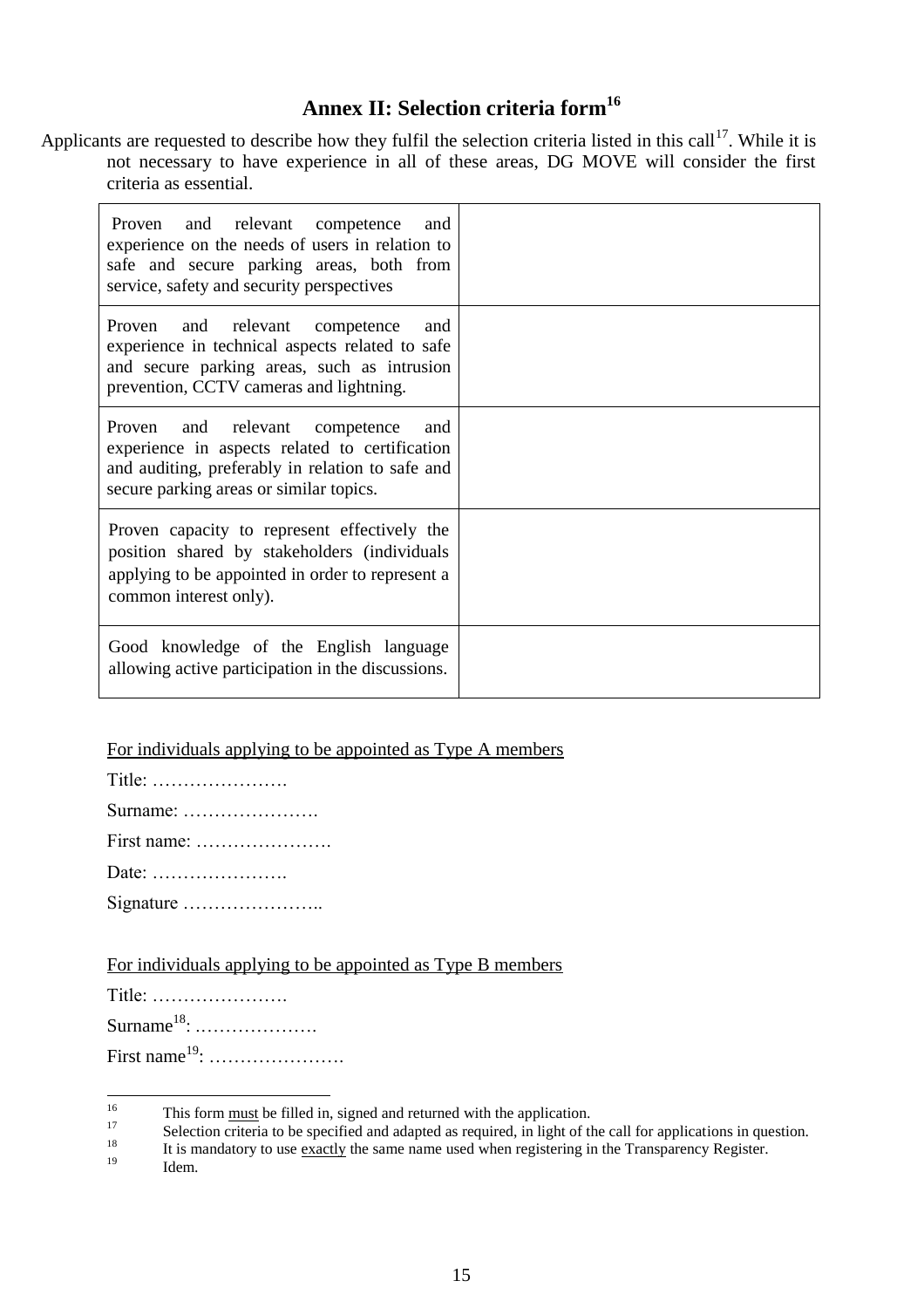## Annex II: Selection criteria form[16]

Applicants are requested to describe how they fulfil the selection criteria listed in this call[17]. While it is not necessary to have experience in all of these areas, DG MOVE will consider the first criteria as essential.

| | |
|---|---|
| Proven and relevant competence and experience on the needs of users in relation to safe and secure parking areas, both from service, safety and security perspectives | |
| Proven and relevant competence and experience in technical aspects related to safe and secure parking areas, such as intrusion prevention, CCTV cameras and lightning. | |
| Proven and relevant competence and experience in aspects related to certification and auditing, preferably in relation to safe and secure parking areas or similar topics. | |
| Proven capacity to represent effectively the position shared by stakeholders (individuals applying to be appointed in order to represent a common interest only). | |
| Good knowledge of the English language allowing active participation in the discussions. | |

<u>For individuals applying to be appointed as Type A members</u>

Title: ………………….

Surname: ………………….

First name: ………………….

Date: ………………….

Signature …………………..

<u>For individuals applying to be appointed as Type B members</u>

Title: ………………….

Surname[18]: ……………….

First name[19]: ………………….

---

[16] This form <u>must</u> be filled in, signed and returned with the application.

[17] Selection criteria to be specified and adapted as required, in light of the call for applications in question.

[18] It is mandatory to use <u>exactly</u> the same name used when registering in the Transparency Register.

[19] Idem.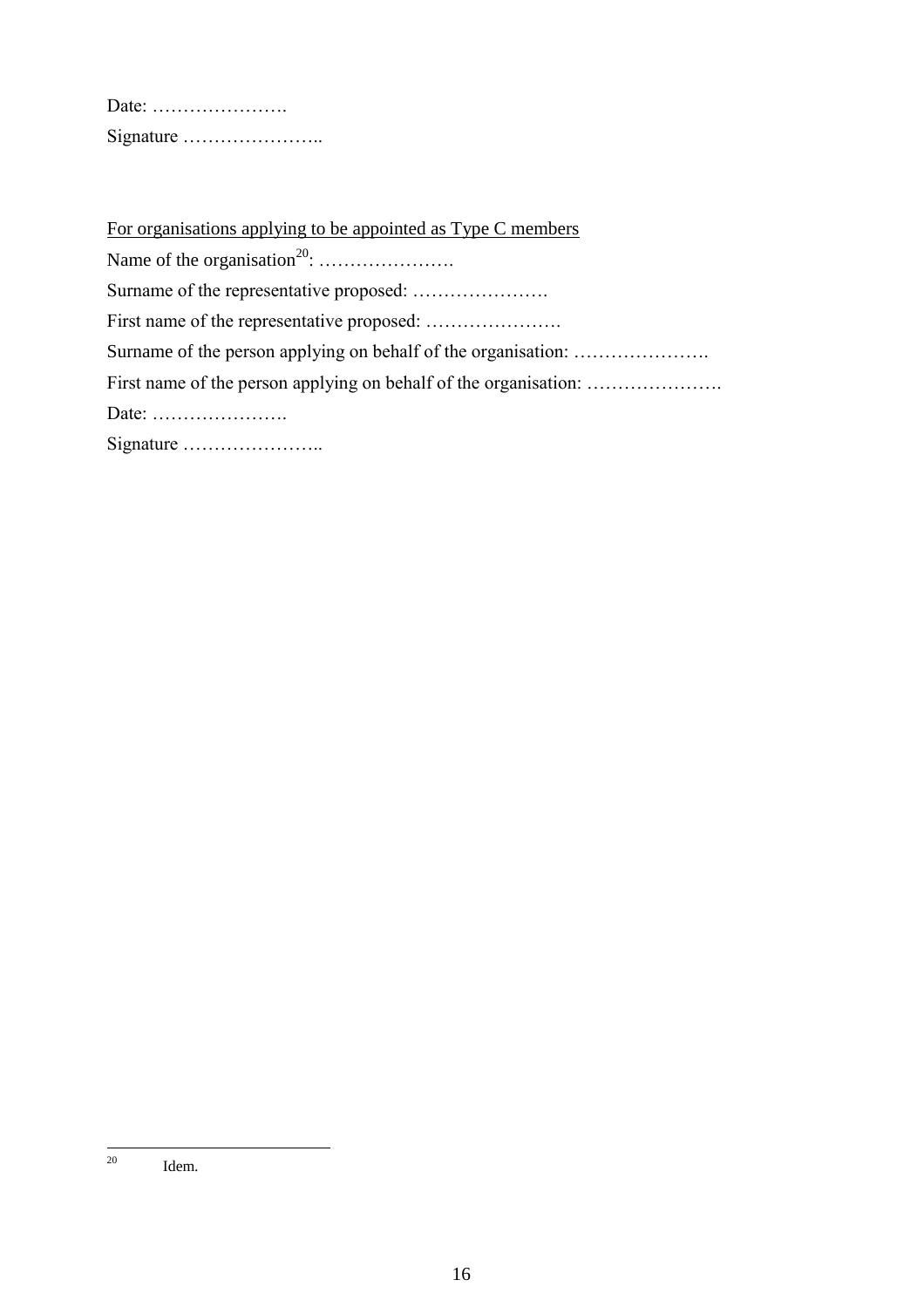Date: ………………….

Signature …………………..

For organisations applying to be appointed as Type C members

Name of the organisation[20]: ………………….

Surname of the representative proposed: ………………….

First name of the representative proposed: ………………….

Surname of the person applying on behalf of the organisation: ………………….

First name of the person applying on behalf of the organisation: ………………….

Date: ………………….

Signature …………………..

---

[20] Idem.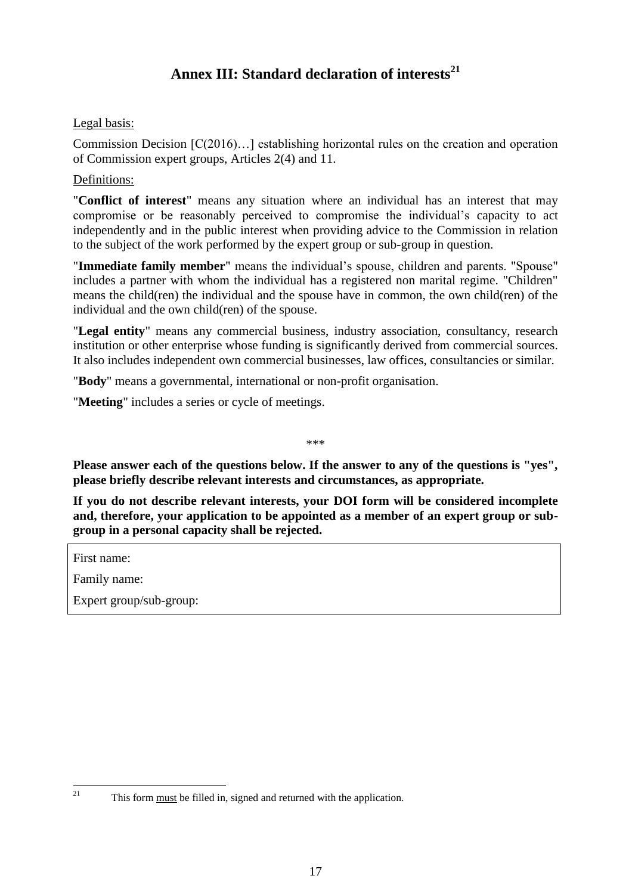## Annex III: Standard declaration of interests[21]

Legal basis:

Commission Decision [C(2016)…] establishing horizontal rules on the creation and operation of Commission expert groups, Articles 2(4) and 11.

Definitions:

"**Conflict of interest**" means any situation where an individual has an interest that may compromise or be reasonably perceived to compromise the individual's capacity to act independently and in the public interest when providing advice to the Commission in relation to the subject of the work performed by the expert group or sub-group in question.

"**Immediate family member**" means the individual's spouse, children and parents. "Spouse" includes a partner with whom the individual has a registered non marital regime. "Children" means the child(ren) the individual and the spouse have in common, the own child(ren) of the individual and the own child(ren) of the spouse.

"**Legal entity**" means any commercial business, industry association, consultancy, research institution or other enterprise whose funding is significantly derived from commercial sources. It also includes independent own commercial businesses, law offices, consultancies or similar.

"**Body**" means a governmental, international or non-profit organisation.

"**Meeting**" includes a series or cycle of meetings.

\*\*\*

**Please answer each of the questions below. If the answer to any of the questions is "yes", please briefly describe relevant interests and circumstances, as appropriate.**

**If you do not describe relevant interests, your DOI form will be considered incomplete and, therefore, your application to be appointed as a member of an expert group or sub-group in a personal capacity shall be rejected.**

| First name: |
|---|
| Family name: |
| Expert group/sub-group: |

[21] This form must be filled in, signed and returned with the application.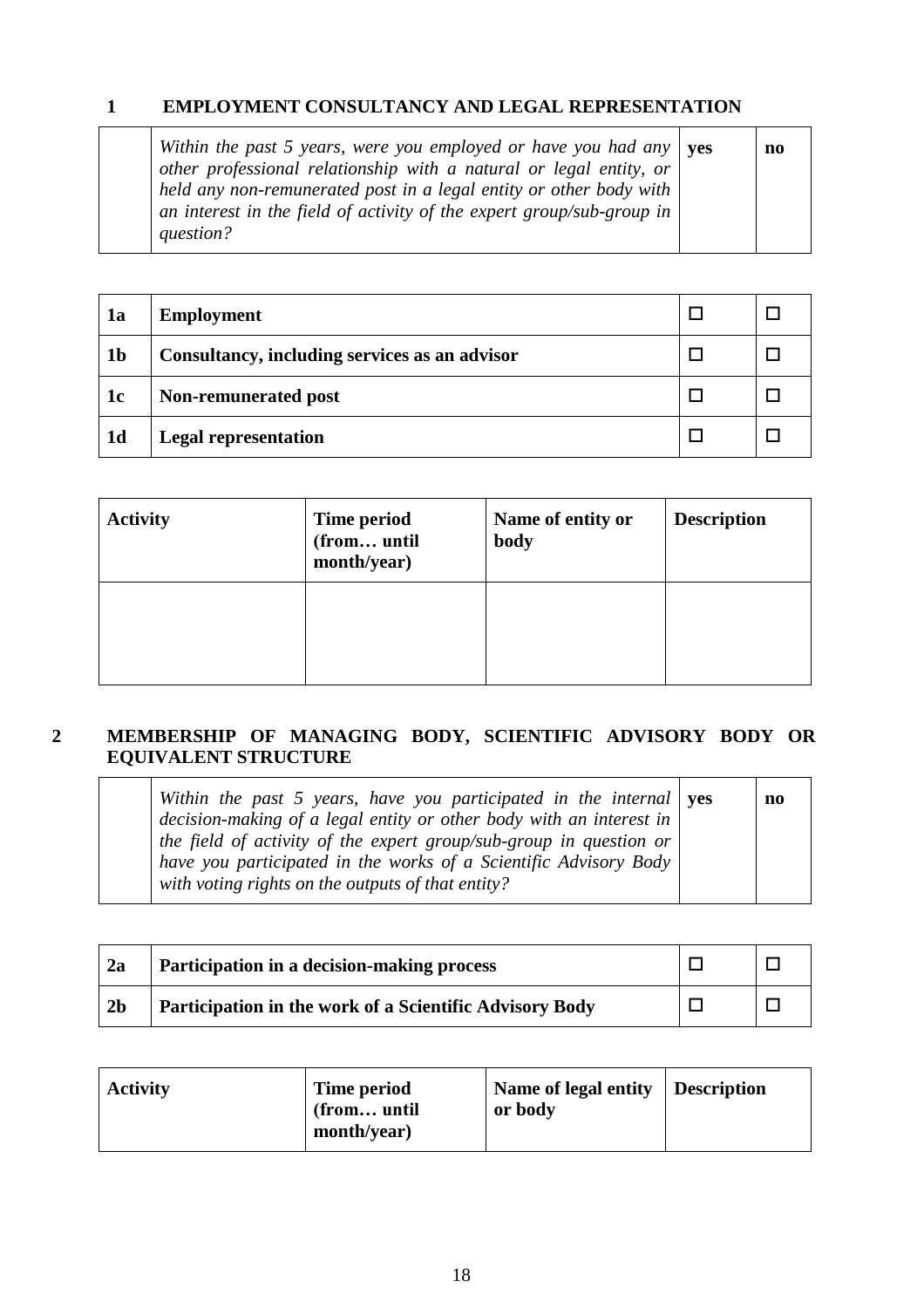## 1 EMPLOYMENT CONSULTANCY AND LEGAL REPRESENTATION

| | | | |
|---|---|---|---|
| | *Within the past 5 years, were you employed or have you had any other professional relationship with a natural or legal entity, or held any non-remunerated post in a legal entity or other body with an interest in the field of activity of the expert group/sub-group in question?* | **yes** | **no** |

| | | | |
|---|---|---|---|
| **1a** | **Employment** | ☐ | ☐ |
| **1b** | **Consultancy, including services as an advisor** | ☐ | ☐ |
| **1c** | **Non-remunerated post** | ☐ | ☐ |
| **1d** | **Legal representation** | ☐ | ☐ |

| **Activity** | **Time period (from… until month/year)** | **Name of entity or body** | **Description** |
|---|---|---|---|
| | | | |

## 2 MEMBERSHIP OF MANAGING BODY, SCIENTIFIC ADVISORY BODY OR EQUIVALENT STRUCTURE

| | | | |
|---|---|---|---|
| | *Within the past 5 years, have you participated in the internal decision-making of a legal entity or other body with an interest in the field of activity of the expert group/sub-group in question or have you participated in the works of a Scientific Advisory Body with voting rights on the outputs of that entity?* | **yes** | **no** |

| | | | |
|---|---|---|---|
| **2a** | **Participation in a decision-making process** | ☐ | ☐ |
| **2b** | **Participation in the work of a Scientific Advisory Body** | ☐ | ☐ |

| **Activity** | **Time period (from… until month/year)** | **Name of legal entity or body** | **Description** |
|---|---|---|---|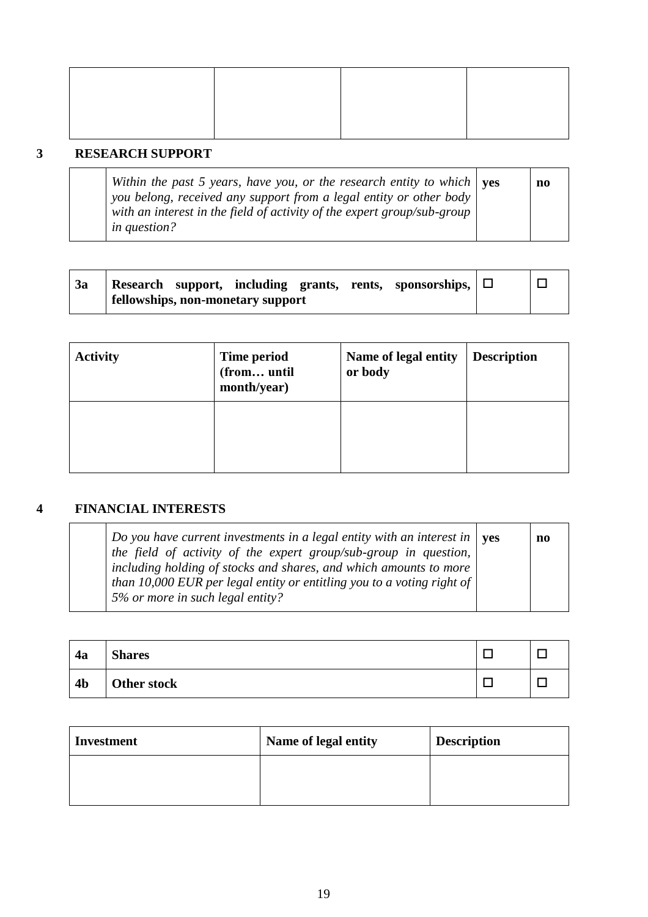| | | | |
|---|---|---|---|
| | | | |

## 3 RESEARCH SUPPORT

| | | | |
|---|---|---|---|
| | *Within the past 5 years, have you, or the research entity to which you belong, received any support from a legal entity or other body with an interest in the field of activity of the expert group/sub-group in question?* | **yes** | **no** |

| | | | |
|---|---|---|---|
| **3a** | **Research support, including grants, rents, sponsorships, fellowships, non-monetary support** | ☐ | ☐ |

| **Activity** | **Time period (from… until month/year)** | **Name of legal entity or body** | **Description** |
|---|---|---|---|
| | | | |

## 4 FINANCIAL INTERESTS

| | | | |
|---|---|---|---|
| | *Do you have current investments in a legal entity with an interest in the field of activity of the expert group/sub-group in question, including holding of stocks and shares, and which amounts to more than 10,000 EUR per legal entity or entitling you to a voting right of 5% or more in such legal entity?* | **yes** | **no** |

| | | | |
|---|---|---|---|
| **4a** | **Shares** | ☐ | ☐ |
| **4b** | **Other stock** | ☐ | ☐ |

| **Investment** | **Name of legal entity** | **Description** |
|---|---|---|
| | | |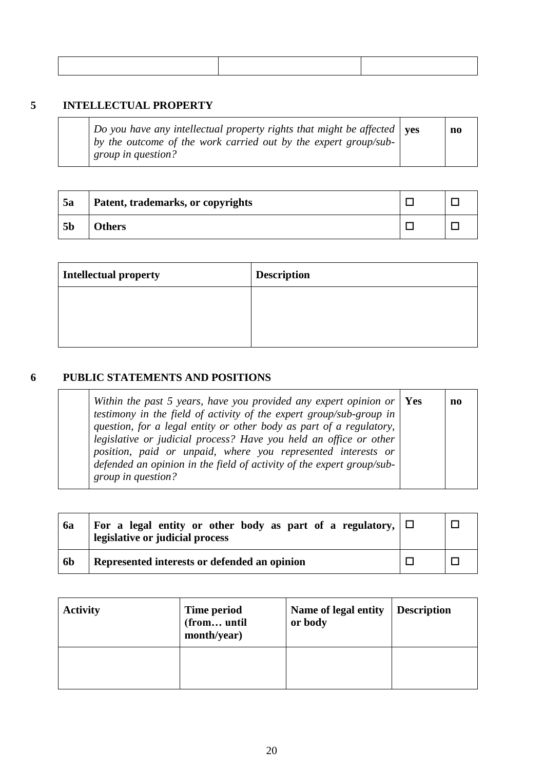| | | |
|---|---|---|
| | | |

## 5 INTELLECTUAL PROPERTY

| | | | |
|---|---|---|---|
| | *Do you have any intellectual property rights that might be affected by the outcome of the work carried out by the expert group/sub-group in question?* | **yes** | **no** |

| | | | |
|---|---|---|---|
| **5a** | **Patent, trademarks, or copyrights** | ☐ | ☐ |
| **5b** | **Others** | ☐ | ☐ |

| **Intellectual property** | **Description** |
|---|---|
| | |

## 6 PUBLIC STATEMENTS AND POSITIONS

| | | | |
|---|---|---|---|
| | *Within the past 5 years, have you provided any expert opinion or testimony in the field of activity of the expert group/sub-group in question, for a legal entity or other body as part of a regulatory, legislative or judicial process? Have you held an office or other position, paid or unpaid, where you represented interests or defended an opinion in the field of activity of the expert group/sub-group in question?* | **Yes** | **no** |

| | | | |
|---|---|---|---|
| **6a** | **For a legal entity or other body as part of a regulatory, legislative or judicial process** | ☐ | ☐ |
| **6b** | **Represented interests or defended an opinion** | ☐ | ☐ |

| **Activity** | **Time period (from… until month/year)** | **Name of legal entity or body** | **Description** |
|---|---|---|---|
| | | | |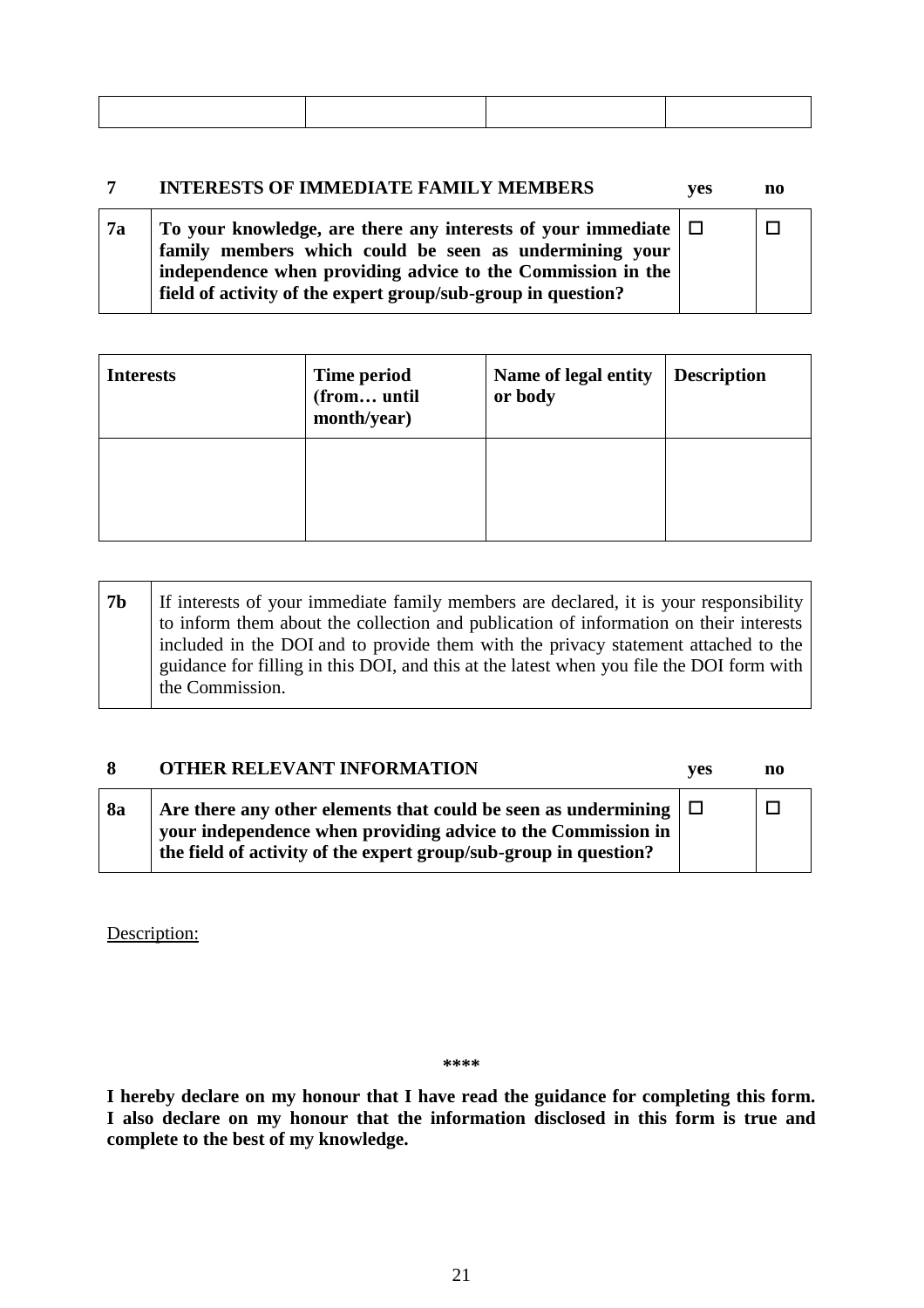| | | | |
|---|---|---|---|
| | | | |

| **7** | **INTERESTS OF IMMEDIATE FAMILY MEMBERS** | **yes** | **no** |
|---|---|---|---|
| **7a** | **To your knowledge, are there any interests of your immediate family members which could be seen as undermining your independence when providing advice to the Commission in the field of activity of the expert group/sub-group in question?** | ☐ | ☐ |

| **Interests** | **Time period (from… until month/year)** | **Name of legal entity or body** | **Description** |
|---|---|---|---|
| | | | |

| **7b** | If interests of your immediate family members are declared, it is your responsibility to inform them about the collection and publication of information on their interests included in the DOI and to provide them with the privacy statement attached to the guidance for filling in this DOI, and this at the latest when you file the DOI form with the Commission. |
|---|---|

| **8** | **OTHER RELEVANT INFORMATION** | **yes** | **no** |
|---|---|---|---|
| **8a** | **Are there any other elements that could be seen as undermining your independence when providing advice to the Commission in the field of activity of the expert group/sub-group in question?** | ☐ | ☐ |

Description:

\*\*\*\*

**I hereby declare on my honour that I have read the guidance for completing this form. I also declare on my honour that the information disclosed in this form is true and complete to the best of my knowledge.**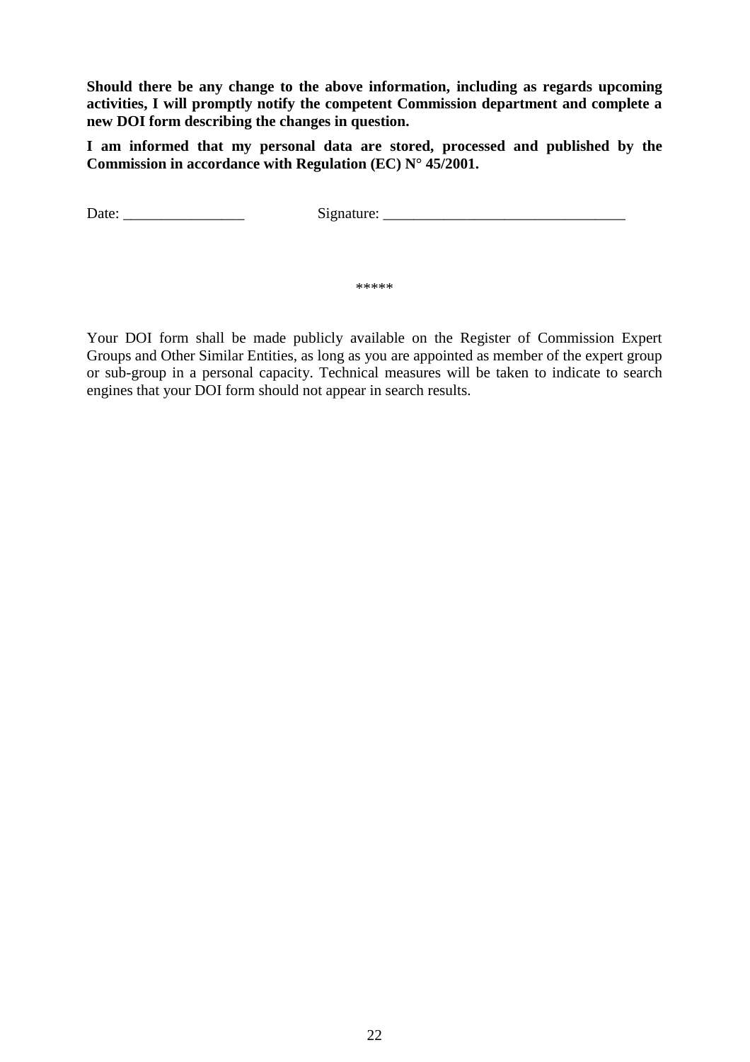**Should there be any change to the above information, including as regards upcoming activities, I will promptly notify the competent Commission department and complete a new DOI form describing the changes in question.**

**I am informed that my personal data are stored, processed and published by the Commission in accordance with Regulation (EC) N° 45/2001.**

Date: ________________ Signature: ________________________________

*****

Your DOI form shall be made publicly available on the Register of Commission Expert Groups and Other Similar Entities, as long as you are appointed as member of the expert group or sub-group in a personal capacity. Technical measures will be taken to indicate to search engines that your DOI form should not appear in search results.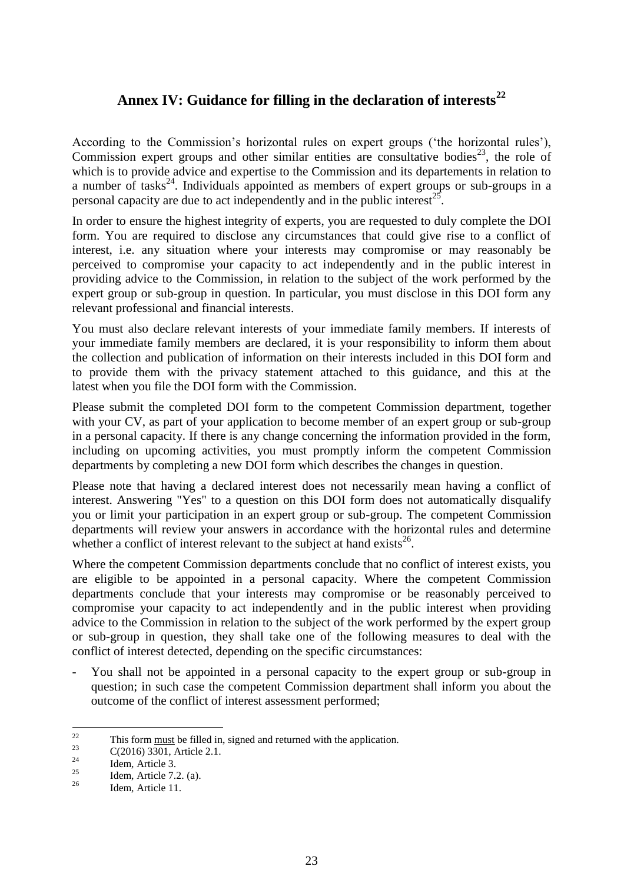# Annex IV: Guidance for filling in the declaration of interests[22]

According to the Commission's horizontal rules on expert groups ('the horizontal rules'), Commission expert groups and other similar entities are consultative bodies[23], the role of which is to provide advice and expertise to the Commission and its departements in relation to a number of tasks[24]. Individuals appointed as members of expert groups or sub-groups in a personal capacity are due to act independently and in the public interest[25].

In order to ensure the highest integrity of experts, you are requested to duly complete the DOI form. You are required to disclose any circumstances that could give rise to a conflict of interest, i.e. any situation where your interests may compromise or may reasonably be perceived to compromise your capacity to act independently and in the public interest in providing advice to the Commission, in relation to the subject of the work performed by the expert group or sub-group in question. In particular, you must disclose in this DOI form any relevant professional and financial interests.

You must also declare relevant interests of your immediate family members. If interests of your immediate family members are declared, it is your responsibility to inform them about the collection and publication of information on their interests included in this DOI form and to provide them with the privacy statement attached to this guidance, and this at the latest when you file the DOI form with the Commission.

Please submit the completed DOI form to the competent Commission department, together with your CV, as part of your application to become member of an expert group or sub-group in a personal capacity. If there is any change concerning the information provided in the form, including on upcoming activities, you must promptly inform the competent Commission departments by completing a new DOI form which describes the changes in question.

Please note that having a declared interest does not necessarily mean having a conflict of interest. Answering "Yes" to a question on this DOI form does not automatically disqualify you or limit your participation in an expert group or sub-group. The competent Commission departments will review your answers in accordance with the horizontal rules and determine whether a conflict of interest relevant to the subject at hand exists[26].

Where the competent Commission departments conclude that no conflict of interest exists, you are eligible to be appointed in a personal capacity. Where the competent Commission departments conclude that your interests may compromise or be reasonably perceived to compromise your capacity to act independently and in the public interest when providing advice to the Commission in relation to the subject of the work performed by the expert group or sub-group in question, they shall take one of the following measures to deal with the conflict of interest detected, depending on the specific circumstances:

- You shall not be appointed in a personal capacity to the expert group or sub-group in question; in such case the competent Commission department shall inform you about the outcome of the conflict of interest assessment performed;

---

[22] This form <u>must</u> be filled in, signed and returned with the application.

[23] C(2016) 3301, Article 2.1.

[24] Idem, Article 3.

[25] Idem, Article 7.2. (a).

[26] Idem, Article 11.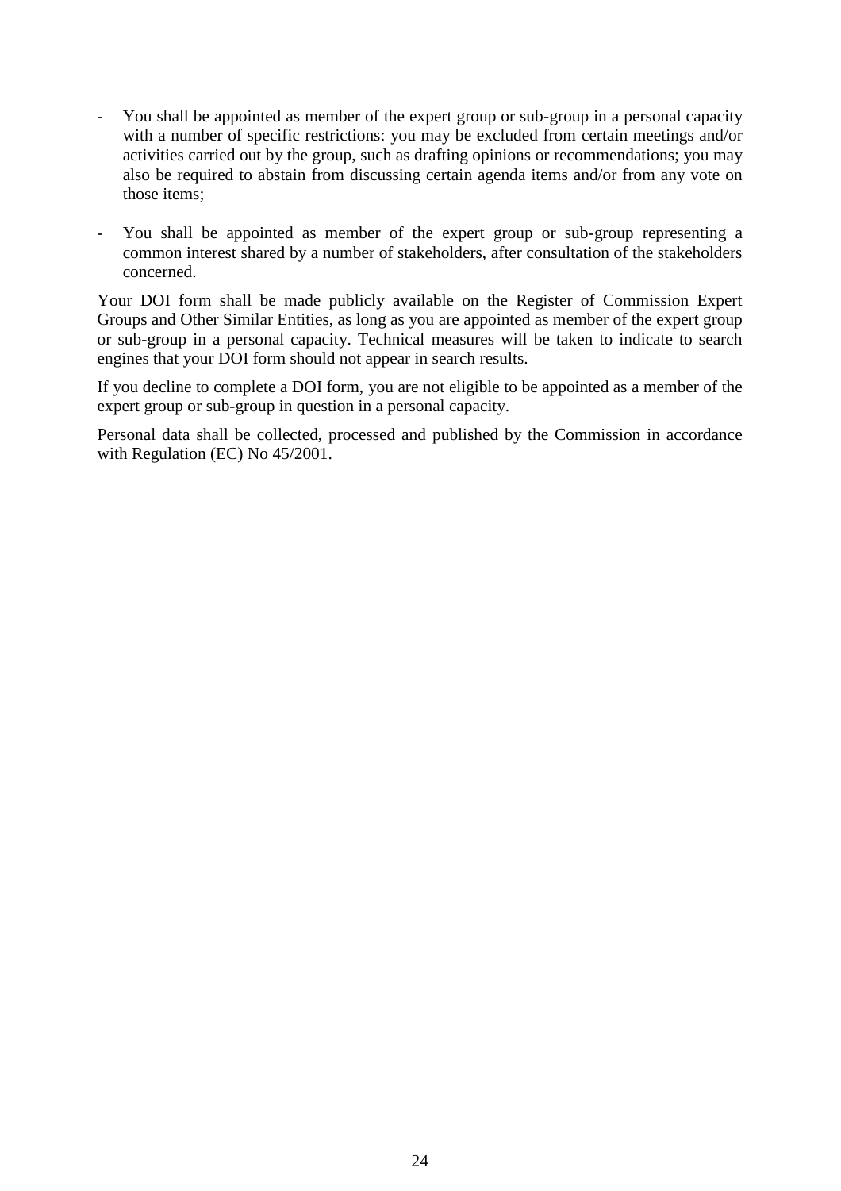- You shall be appointed as member of the expert group or sub-group in a personal capacity with a number of specific restrictions: you may be excluded from certain meetings and/or activities carried out by the group, such as drafting opinions or recommendations; you may also be required to abstain from discussing certain agenda items and/or from any vote on those items;

- You shall be appointed as member of the expert group or sub-group representing a common interest shared by a number of stakeholders, after consultation of the stakeholders concerned.

Your DOI form shall be made publicly available on the Register of Commission Expert Groups and Other Similar Entities, as long as you are appointed as member of the expert group or sub-group in a personal capacity. Technical measures will be taken to indicate to search engines that your DOI form should not appear in search results.

If you decline to complete a DOI form, you are not eligible to be appointed as a member of the expert group or sub-group in question in a personal capacity.

Personal data shall be collected, processed and published by the Commission in accordance with Regulation (EC) No 45/2001.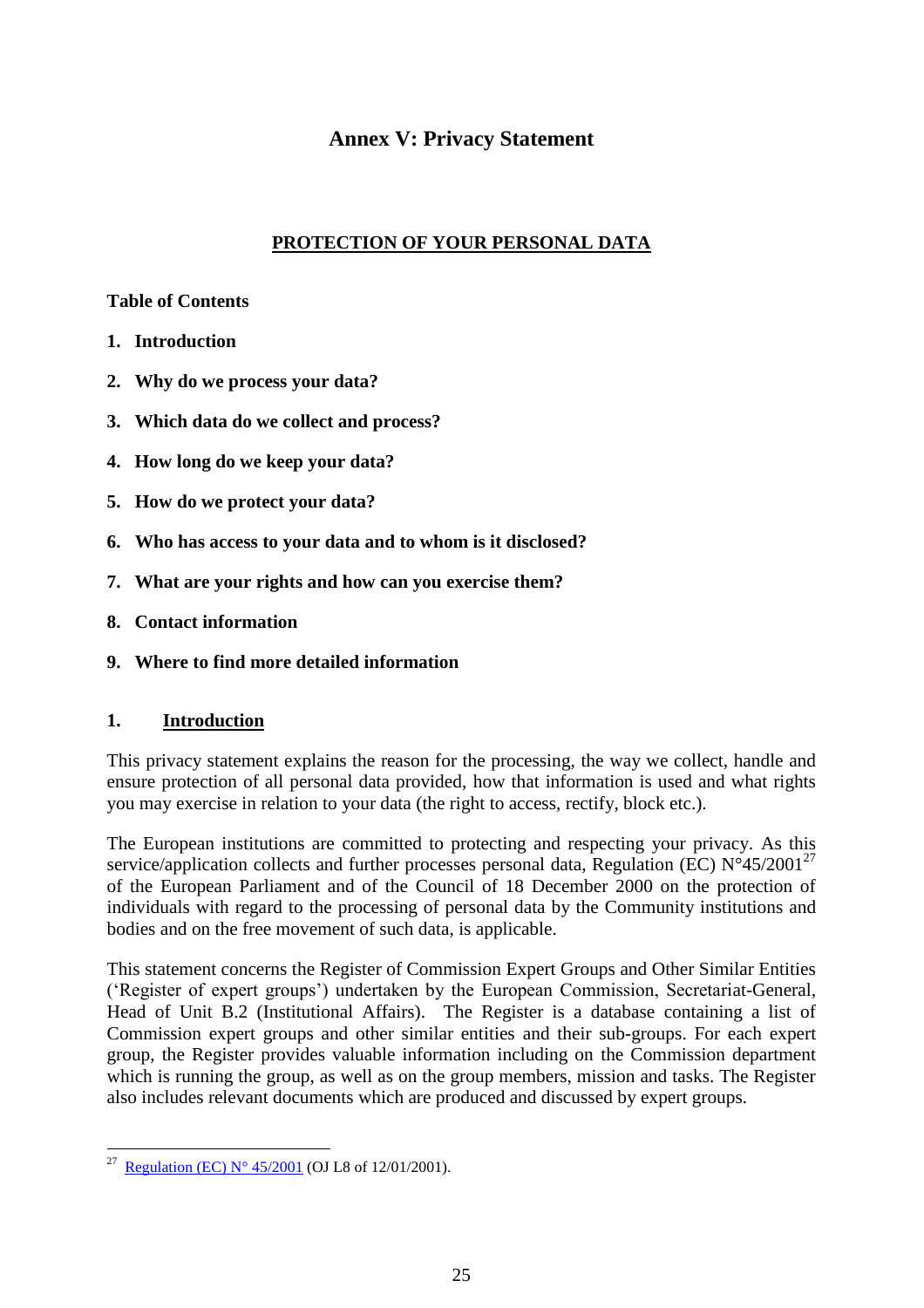# Annex V: Privacy Statement

## PROTECTION OF YOUR PERSONAL DATA

**Table of Contents**

1. **Introduction**
2. **Why do we process your data?**
3. **Which data do we collect and process?**
4. **How long do we keep your data?**
5. **How do we protect your data?**
6. **Who has access to your data and to whom is it disclosed?**
7. **What are your rights and how can you exercise them?**
8. **Contact information**
9. **Where to find more detailed information**

### 1. Introduction

This privacy statement explains the reason for the processing, the way we collect, handle and ensure protection of all personal data provided, how that information is used and what rights you may exercise in relation to your data (the right to access, rectify, block etc.).

The European institutions are committed to protecting and respecting your privacy. As this service/application collects and further processes personal data, Regulation (EC) N°45/2001[27] of the European Parliament and of the Council of 18 December 2000 on the protection of individuals with regard to the processing of personal data by the Community institutions and bodies and on the free movement of such data, is applicable.

This statement concerns the Register of Commission Expert Groups and Other Similar Entities ('Register of expert groups') undertaken by the European Commission, Secretariat-General, Head of Unit B.2 (Institutional Affairs). The Register is a database containing a list of Commission expert groups and other similar entities and their sub-groups. For each expert group, the Register provides valuable information including on the Commission department which is running the group, as well as on the group members, mission and tasks. The Register also includes relevant documents which are produced and discussed by expert groups.

---

[27] Regulation (EC) N° 45/2001 (OJ L8 of 12/01/2001).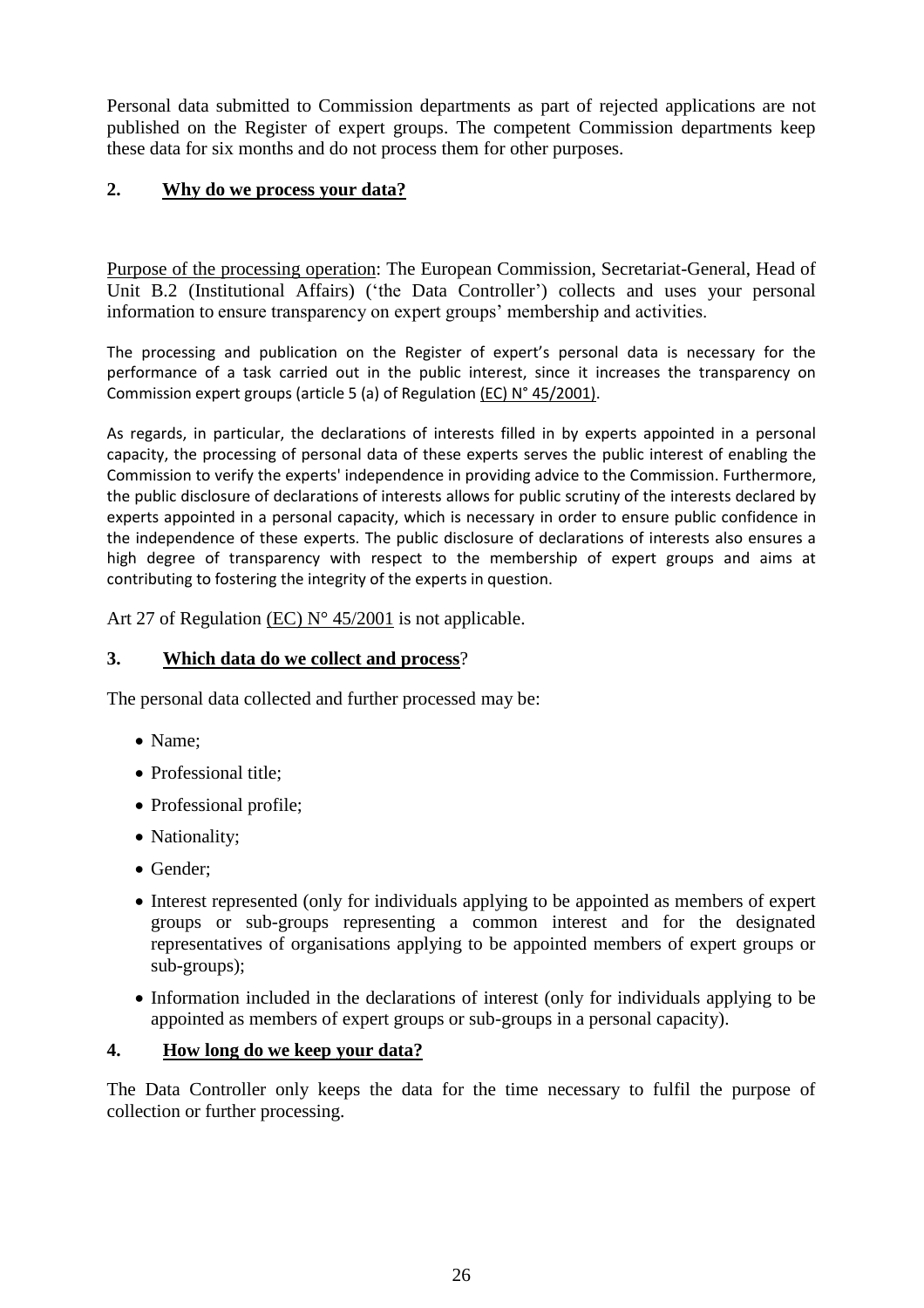Personal data submitted to Commission departments as part of rejected applications are not published on the Register of expert groups. The competent Commission departments keep these data for six months and do not process them for other purposes.

## 2. Why do we process your data?

Purpose of the processing operation: The European Commission, Secretariat-General, Head of Unit B.2 (Institutional Affairs) ('the Data Controller') collects and uses your personal information to ensure transparency on expert groups' membership and activities.

The processing and publication on the Register of expert's personal data is necessary for the performance of a task carried out in the public interest, since it increases the transparency on Commission expert groups (article 5 (a) of Regulation (EC) N° 45/2001).

As regards, in particular, the declarations of interests filled in by experts appointed in a personal capacity, the processing of personal data of these experts serves the public interest of enabling the Commission to verify the experts' independence in providing advice to the Commission. Furthermore, the public disclosure of declarations of interests allows for public scrutiny of the interests declared by experts appointed in a personal capacity, which is necessary in order to ensure public confidence in the independence of these experts. The public disclosure of declarations of interests also ensures a high degree of transparency with respect to the membership of expert groups and aims at contributing to fostering the integrity of the experts in question.

Art 27 of Regulation (EC) N° 45/2001 is not applicable.

## 3. Which data do we collect and process?

The personal data collected and further processed may be:

- Name;
- Professional title;
- Professional profile;
- Nationality;
- Gender;
- Interest represented (only for individuals applying to be appointed as members of expert groups or sub-groups representing a common interest and for the designated representatives of organisations applying to be appointed members of expert groups or sub-groups);
- Information included in the declarations of interest (only for individuals applying to be appointed as members of expert groups or sub-groups in a personal capacity).

## 4. How long do we keep your data?

The Data Controller only keeps the data for the time necessary to fulfil the purpose of collection or further processing.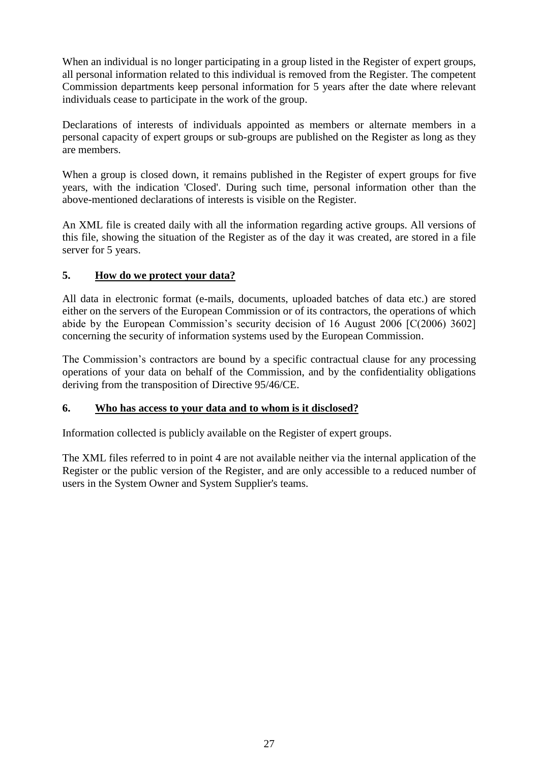When an individual is no longer participating in a group listed in the Register of expert groups, all personal information related to this individual is removed from the Register. The competent Commission departments keep personal information for 5 years after the date where relevant individuals cease to participate in the work of the group.

Declarations of interests of individuals appointed as members or alternate members in a personal capacity of expert groups or sub-groups are published on the Register as long as they are members.

When a group is closed down, it remains published in the Register of expert groups for five years, with the indication 'Closed'. During such time, personal information other than the above-mentioned declarations of interests is visible on the Register.

An XML file is created daily with all the information regarding active groups. All versions of this file, showing the situation of the Register as of the day it was created, are stored in a file server for 5 years.

## 5. <u>How do we protect your data?</u>

All data in electronic format (e-mails, documents, uploaded batches of data etc.) are stored either on the servers of the European Commission or of its contractors, the operations of which abide by the European Commission's security decision of 16 August 2006 [C(2006) 3602] concerning the security of information systems used by the European Commission.

The Commission's contractors are bound by a specific contractual clause for any processing operations of your data on behalf of the Commission, and by the confidentiality obligations deriving from the transposition of Directive 95/46/CE.

## 6. <u>Who has access to your data and to whom is it disclosed?</u>

Information collected is publicly available on the Register of expert groups.

The XML files referred to in point 4 are not available neither via the internal application of the Register or the public version of the Register, and are only accessible to a reduced number of users in the System Owner and System Supplier's teams.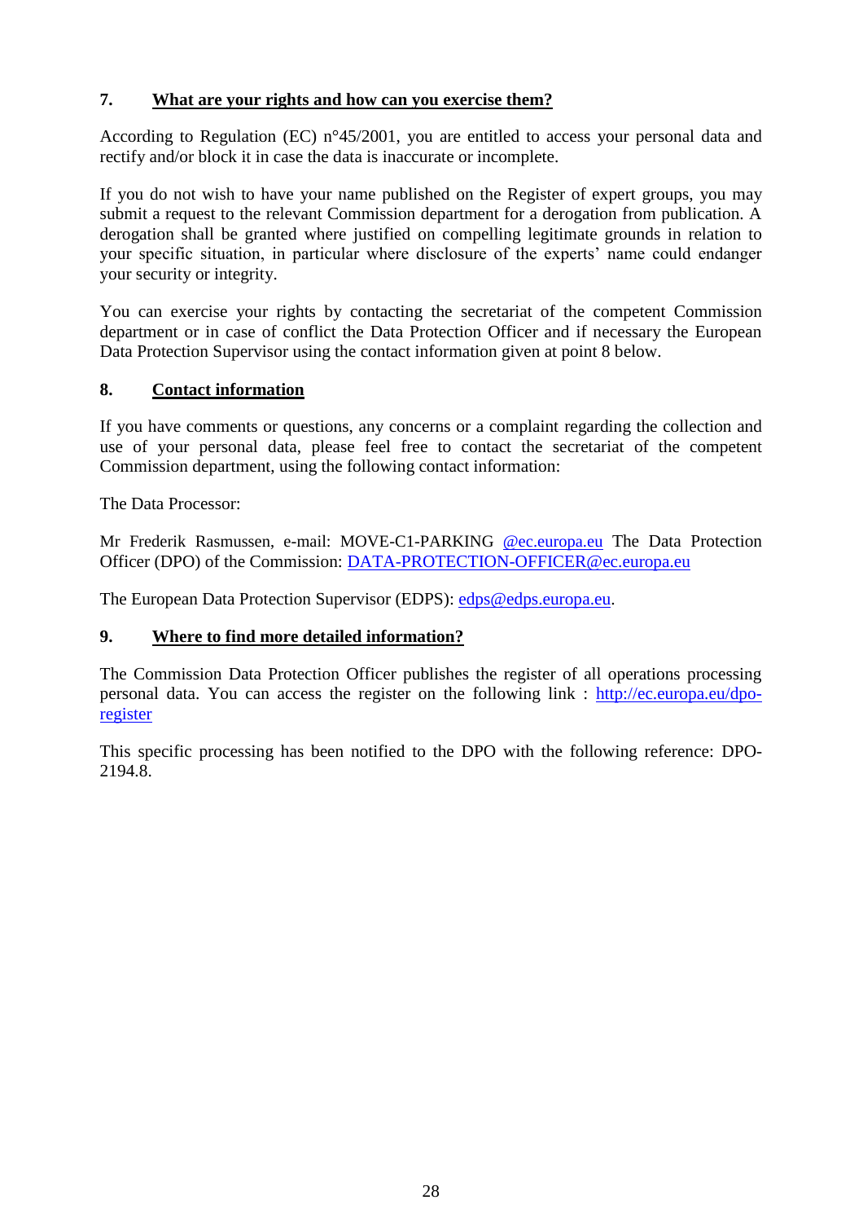## 7. What are your rights and how can you exercise them?

According to Regulation (EC) n°45/2001, you are entitled to access your personal data and rectify and/or block it in case the data is inaccurate or incomplete.

If you do not wish to have your name published on the Register of expert groups, you may submit a request to the relevant Commission department for a derogation from publication. A derogation shall be granted where justified on compelling legitimate grounds in relation to your specific situation, in particular where disclosure of the experts' name could endanger your security or integrity.

You can exercise your rights by contacting the secretariat of the competent Commission department or in case of conflict the Data Protection Officer and if necessary the European Data Protection Supervisor using the contact information given at point 8 below.

## 8. Contact information

If you have comments or questions, any concerns or a complaint regarding the collection and use of your personal data, please feel free to contact the secretariat of the competent Commission department, using the following contact information:

The Data Processor:

Mr Frederik Rasmussen, e-mail: MOVE-C1-PARKING @ec.europa.eu The Data Protection Officer (DPO) of the Commission: DATA-PROTECTION-OFFICER@ec.europa.eu

The European Data Protection Supervisor (EDPS): edps@edps.europa.eu.

## 9. Where to find more detailed information?

The Commission Data Protection Officer publishes the register of all operations processing personal data. You can access the register on the following link : http://ec.europa.eu/dpo-register

This specific processing has been notified to the DPO with the following reference: DPO-2194.8.